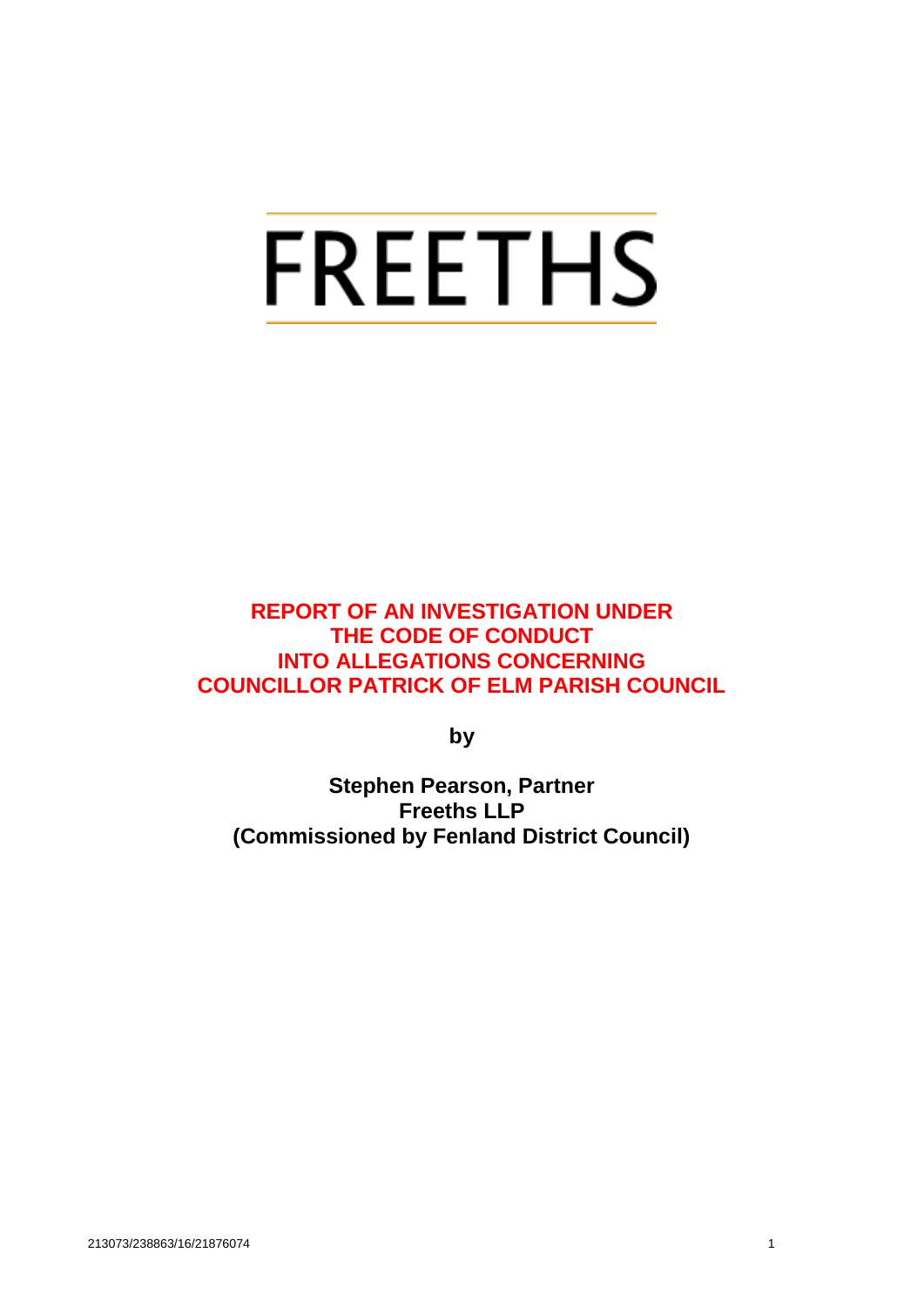FREETHS

# REPORT OF AN INVESTIGATION UNDER THE CODE OF CONDUCT INTO ALLEGATIONS CONCERNING COUNCILLOR PATRICK OF ELM PARISH COUNCIL

**by**

**Stephen Pearson, Partner**
**Freeths LLP**
**(Commissioned by Fenland District Council)**

213073/238863/16/21876074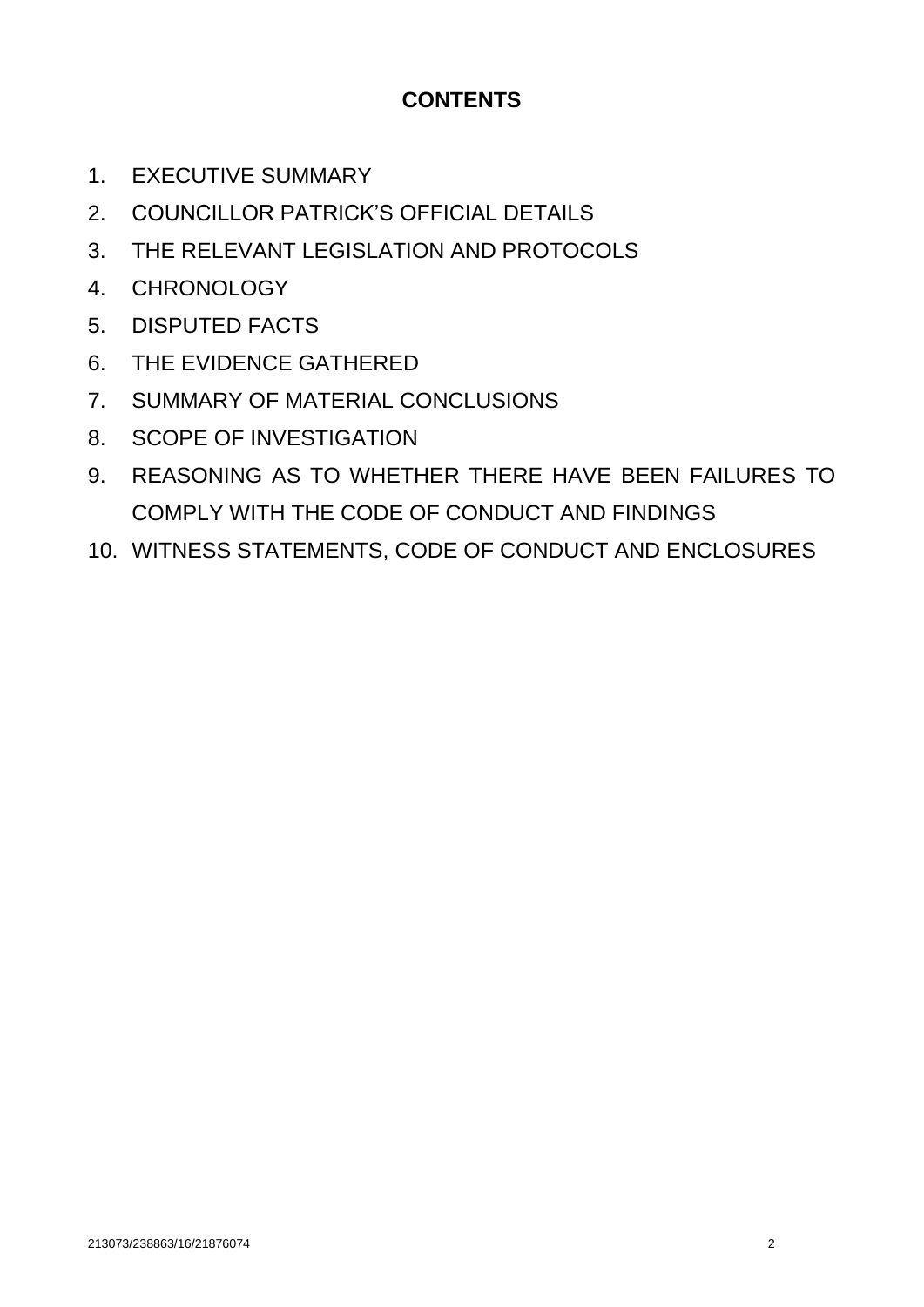# CONTENTS

1. EXECUTIVE SUMMARY
2. COUNCILLOR PATRICK'S OFFICIAL DETAILS
3. THE RELEVANT LEGISLATION AND PROTOCOLS
4. CHRONOLOGY
5. DISPUTED FACTS
6. THE EVIDENCE GATHERED
7. SUMMARY OF MATERIAL CONCLUSIONS
8. SCOPE OF INVESTIGATION
9. REASONING AS TO WHETHER THERE HAVE BEEN FAILURES TO COMPLY WITH THE CODE OF CONDUCT AND FINDINGS
10. WITNESS STATEMENTS, CODE OF CONDUCT AND ENCLOSURES

213073/238863/16/21876074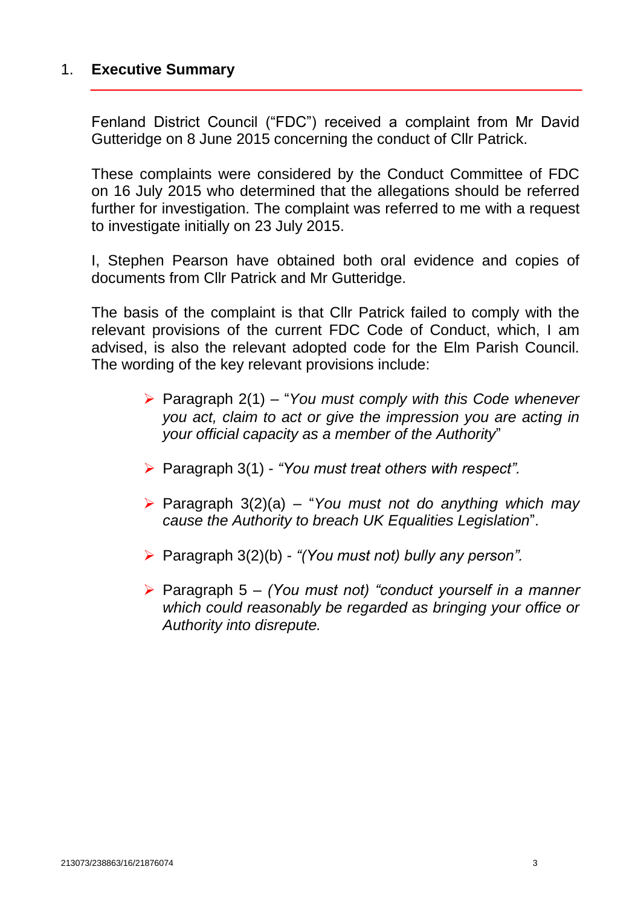## 1. Executive Summary

Fenland District Council ("FDC") received a complaint from Mr David Gutteridge on 8 June 2015 concerning the conduct of Cllr Patrick.

These complaints were considered by the Conduct Committee of FDC on 16 July 2015 who determined that the allegations should be referred further for investigation. The complaint was referred to me with a request to investigate initially on 23 July 2015.

I, Stephen Pearson have obtained both oral evidence and copies of documents from Cllr Patrick and Mr Gutteridge.

The basis of the complaint is that Cllr Patrick failed to comply with the relevant provisions of the current FDC Code of Conduct, which, I am advised, is also the relevant adopted code for the Elm Parish Council. The wording of the key relevant provisions include:

- Paragraph 2(1) – "*You must comply with this Code whenever you act, claim to act or give the impression you are acting in your official capacity as a member of the Authority*"
- Paragraph 3(1) - *"You must treat others with respect".*
- Paragraph 3(2)(a) – "*You must not do anything which may cause the Authority to breach UK Equalities Legislation*".
- Paragraph 3(2)(b) - *"(You must not) bully any person".*
- Paragraph 5 – *(You must not) "conduct yourself in a manner which could reasonably be regarded as bringing your office or Authority into disrepute.*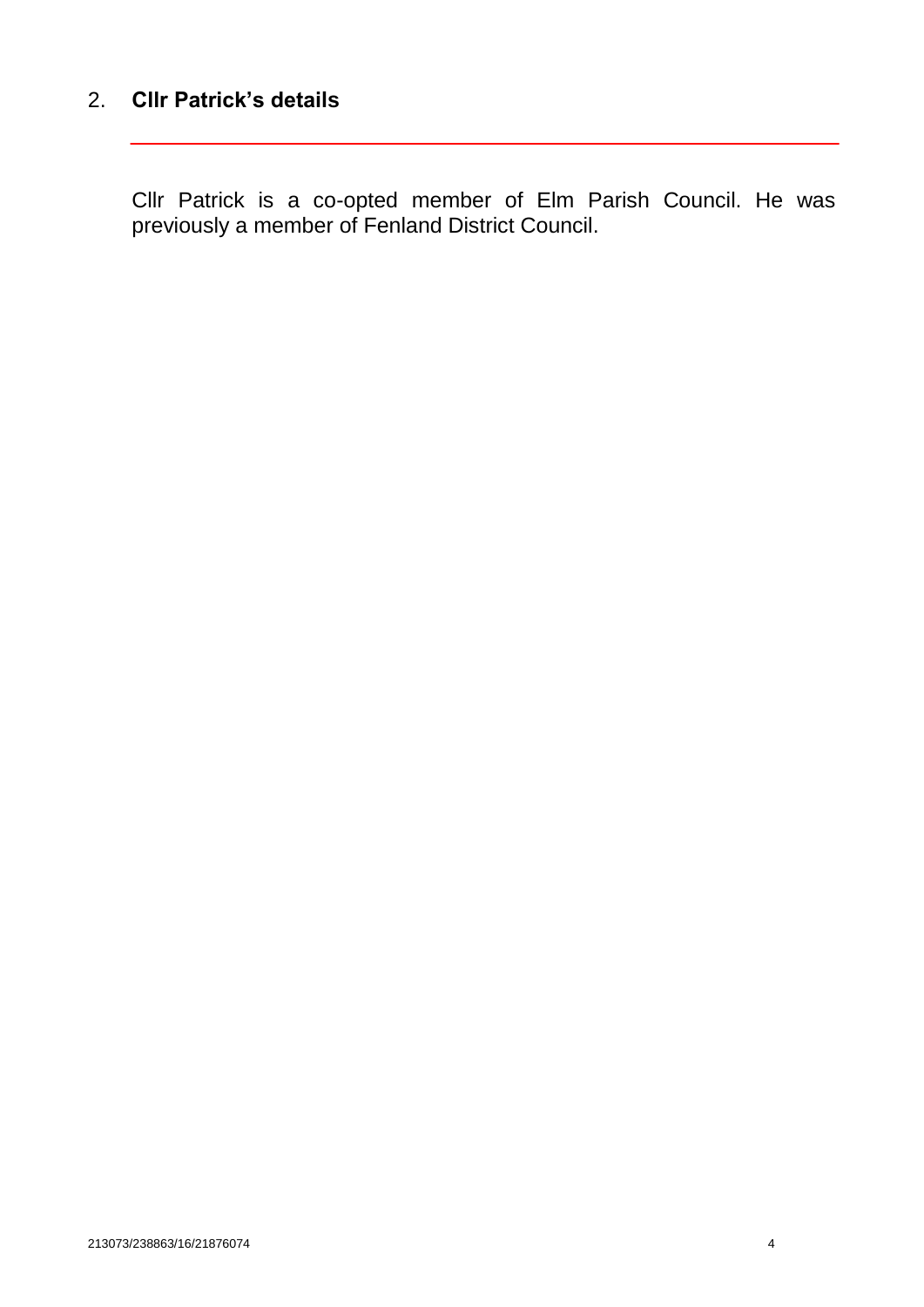## 2. Cllr Patrick's details

Cllr Patrick is a co-opted member of Elm Parish Council. He was previously a member of Fenland District Council.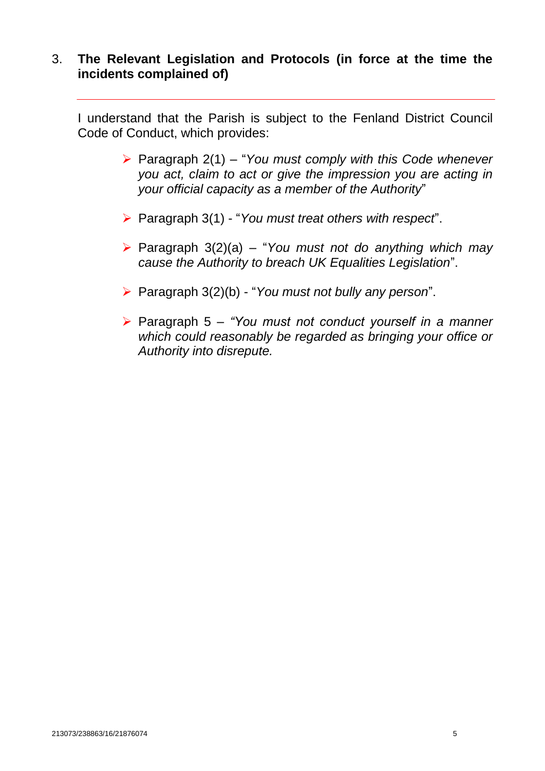## 3. The Relevant Legislation and Protocols (in force at the time the incidents complained of)

---

I understand that the Parish is subject to the Fenland District Council Code of Conduct, which provides:

- Paragraph 2(1) – "*You must comply with this Code whenever you act, claim to act or give the impression you are acting in your official capacity as a member of the Authority*"

- Paragraph 3(1) - "*You must treat others with respect*".

- Paragraph 3(2)(a) – "*You must not do anything which may cause the Authority to breach UK Equalities Legislation*".

- Paragraph 3(2)(b) - "*You must not bully any person*".

- Paragraph 5 – *"You must not conduct yourself in a manner which could reasonably be regarded as bringing your office or Authority into disrepute.*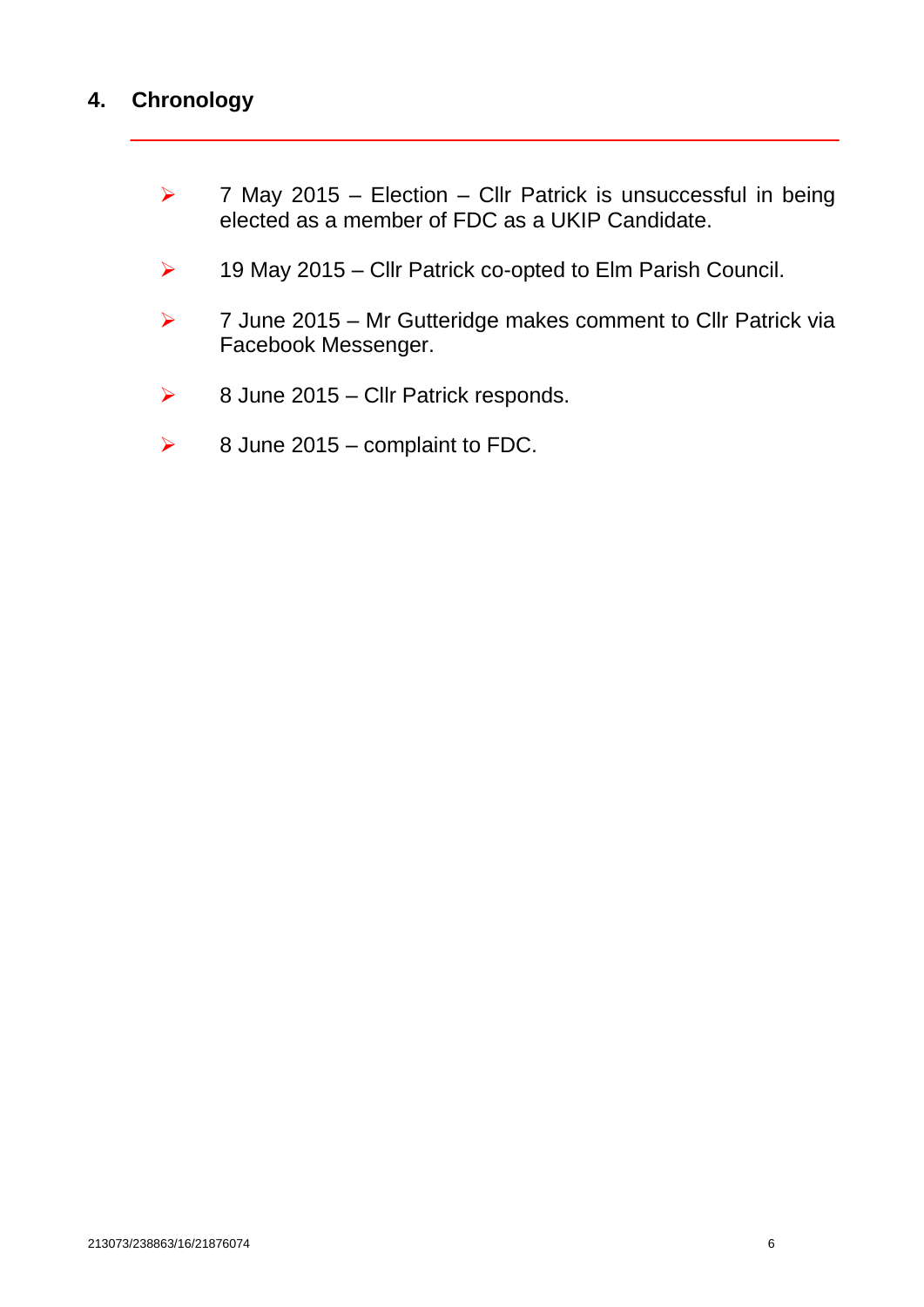## 4. Chronology

- 7 May 2015 – Election – Cllr Patrick is unsuccessful in being elected as a member of FDC as a UKIP Candidate.
- 19 May 2015 – Cllr Patrick co-opted to Elm Parish Council.
- 7 June 2015 – Mr Gutteridge makes comment to Cllr Patrick via Facebook Messenger.
- 8 June 2015 – Cllr Patrick responds.
- 8 June 2015 – complaint to FDC.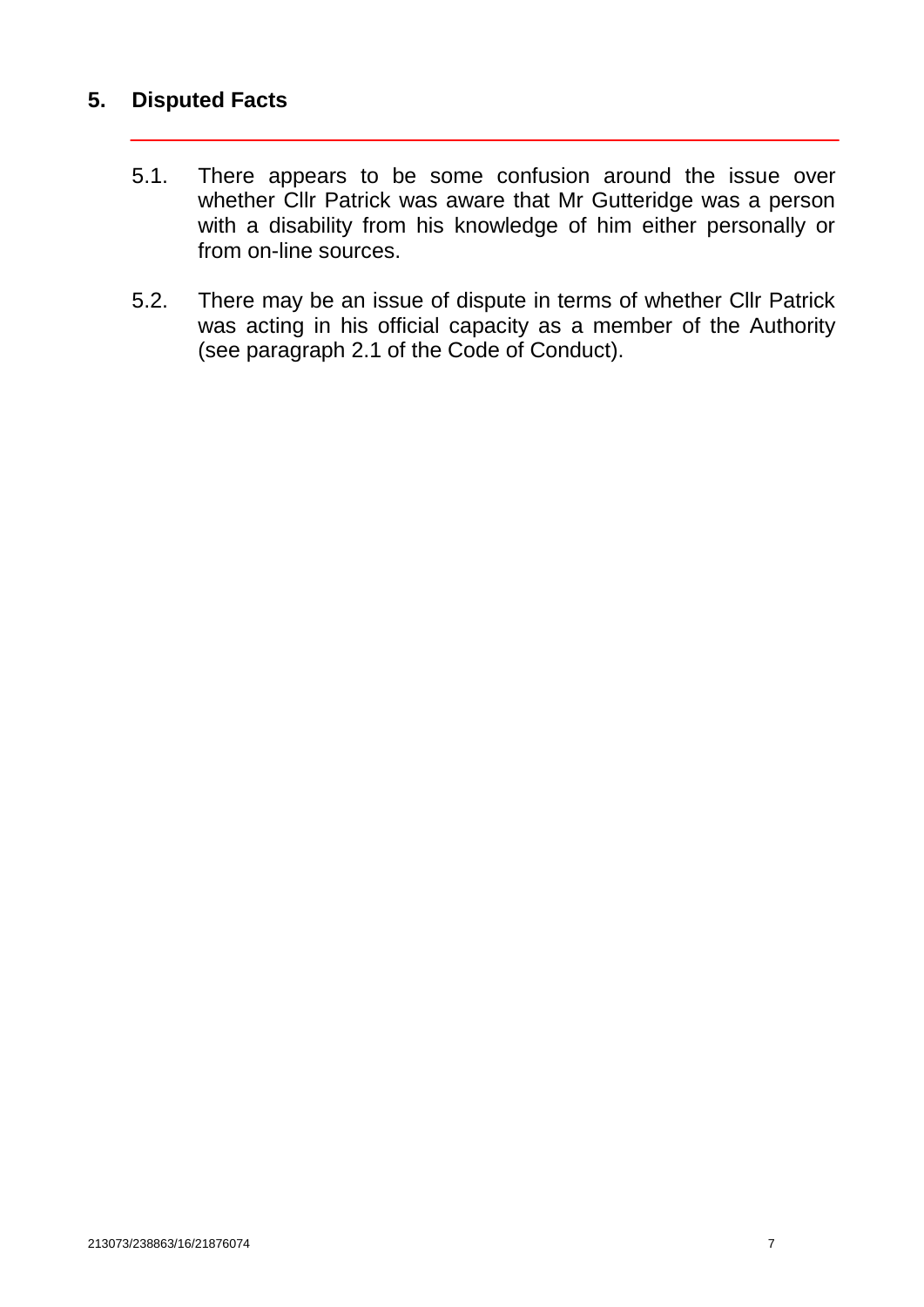## 5. Disputed Facts

5.1. There appears to be some confusion around the issue over whether Cllr Patrick was aware that Mr Gutteridge was a person with a disability from his knowledge of him either personally or from on-line sources.

5.2. There may be an issue of dispute in terms of whether Cllr Patrick was acting in his official capacity as a member of the Authority (see paragraph 2.1 of the Code of Conduct).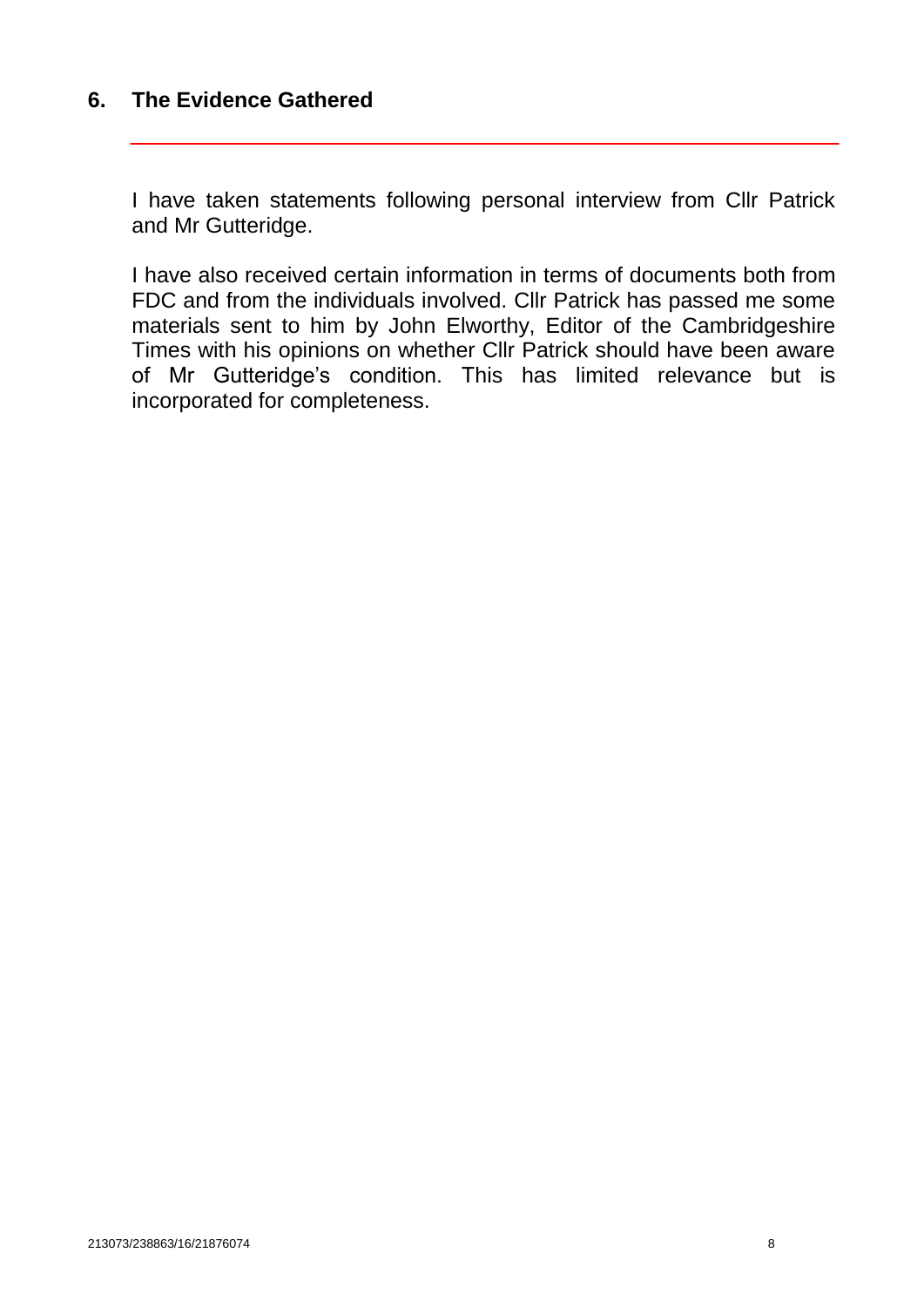## 6. The Evidence Gathered

I have taken statements following personal interview from Cllr Patrick and Mr Gutteridge.

I have also received certain information in terms of documents both from FDC and from the individuals involved. Cllr Patrick has passed me some materials sent to him by John Elworthy, Editor of the Cambridgeshire Times with his opinions on whether Cllr Patrick should have been aware of Mr Gutteridge's condition. This has limited relevance but is incorporated for completeness.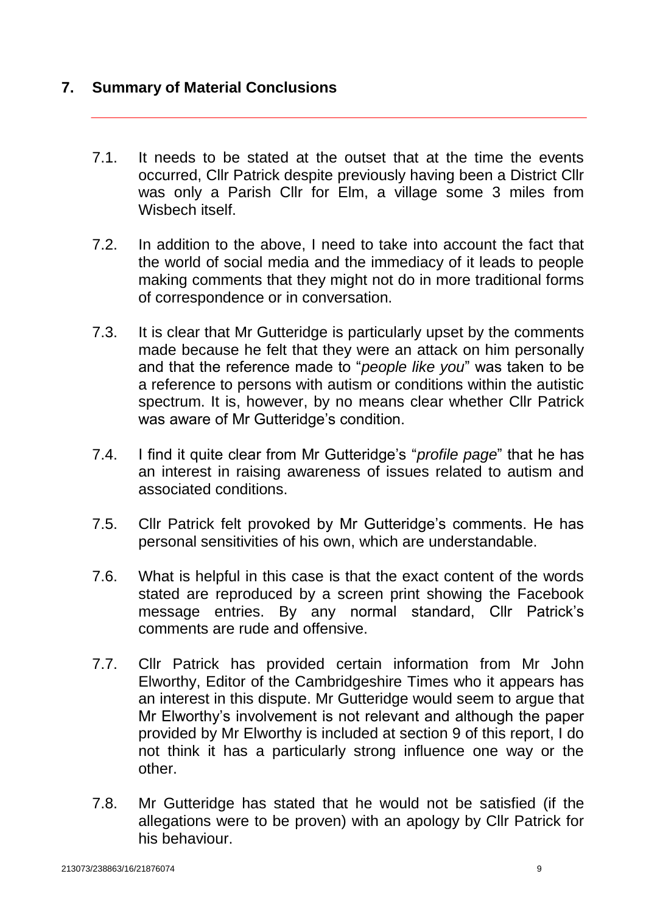## 7. Summary of Material Conclusions

7.1. It needs to be stated at the outset that at the time the events occurred, Cllr Patrick despite previously having been a District Cllr was only a Parish Cllr for Elm, a village some 3 miles from Wisbech itself.

7.2. In addition to the above, I need to take into account the fact that the world of social media and the immediacy of it leads to people making comments that they might not do in more traditional forms of correspondence or in conversation.

7.3. It is clear that Mr Gutteridge is particularly upset by the comments made because he felt that they were an attack on him personally and that the reference made to "*people like you*" was taken to be a reference to persons with autism or conditions within the autistic spectrum. It is, however, by no means clear whether Cllr Patrick was aware of Mr Gutteridge's condition.

7.4. I find it quite clear from Mr Gutteridge's "*profile page*" that he has an interest in raising awareness of issues related to autism and associated conditions.

7.5. Cllr Patrick felt provoked by Mr Gutteridge's comments. He has personal sensitivities of his own, which are understandable.

7.6. What is helpful in this case is that the exact content of the words stated are reproduced by a screen print showing the Facebook message entries. By any normal standard, Cllr Patrick's comments are rude and offensive.

7.7. Cllr Patrick has provided certain information from Mr John Elworthy, Editor of the Cambridgeshire Times who it appears has an interest in this dispute. Mr Gutteridge would seem to argue that Mr Elworthy's involvement is not relevant and although the paper provided by Mr Elworthy is included at section 9 of this report, I do not think it has a particularly strong influence one way or the other.

7.8. Mr Gutteridge has stated that he would not be satisfied (if the allegations were to be proven) with an apology by Cllr Patrick for his behaviour.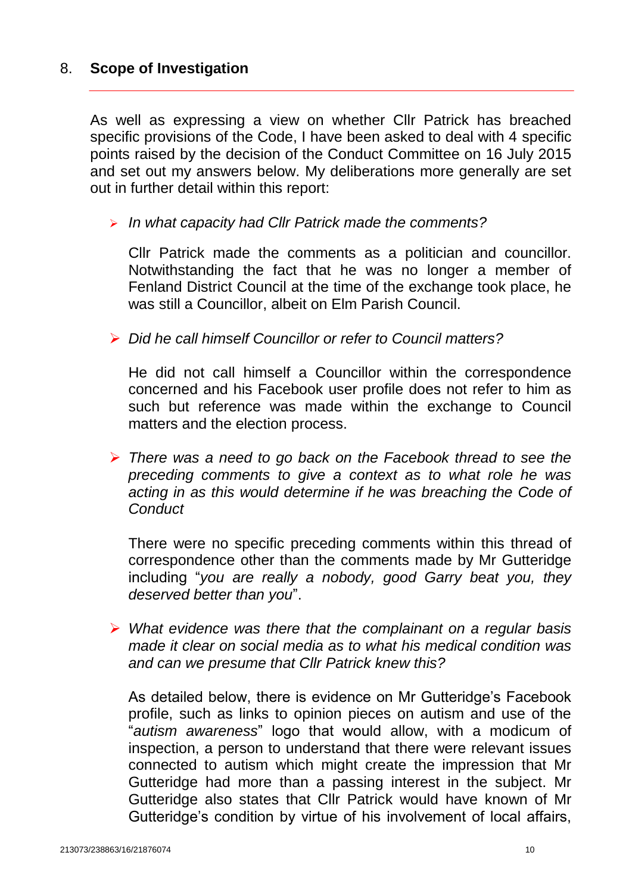## 8. **Scope of Investigation**

As well as expressing a view on whether Cllr Patrick has breached specific provisions of the Code, I have been asked to deal with 4 specific points raised by the decision of the Conduct Committee on 16 July 2015 and set out my answers below. My deliberations more generally are set out in further detail within this report:

- *In what capacity had Cllr Patrick made the comments?*

  Cllr Patrick made the comments as a politician and councillor. Notwithstanding the fact that he was no longer a member of Fenland District Council at the time of the exchange took place, he was still a Councillor, albeit on Elm Parish Council.

- *Did he call himself Councillor or refer to Council matters?*

  He did not call himself a Councillor within the correspondence concerned and his Facebook user profile does not refer to him as such but reference was made within the exchange to Council matters and the election process.

- *There was a need to go back on the Facebook thread to see the preceding comments to give a context as to what role he was acting in as this would determine if he was breaching the Code of Conduct*

  There were no specific preceding comments within this thread of correspondence other than the comments made by Mr Gutteridge including "*you are really a nobody, good Garry beat you, they deserved better than you*".

- *What evidence was there that the complainant on a regular basis made it clear on social media as to what his medical condition was and can we presume that Cllr Patrick knew this?*

  As detailed below, there is evidence on Mr Gutteridge's Facebook profile, such as links to opinion pieces on autism and use of the "*autism awareness*" logo that would allow, with a modicum of inspection, a person to understand that there were relevant issues connected to autism which might create the impression that Mr Gutteridge had more than a passing interest in the subject. Mr Gutteridge also states that Cllr Patrick would have known of Mr Gutteridge's condition by virtue of his involvement of local affairs,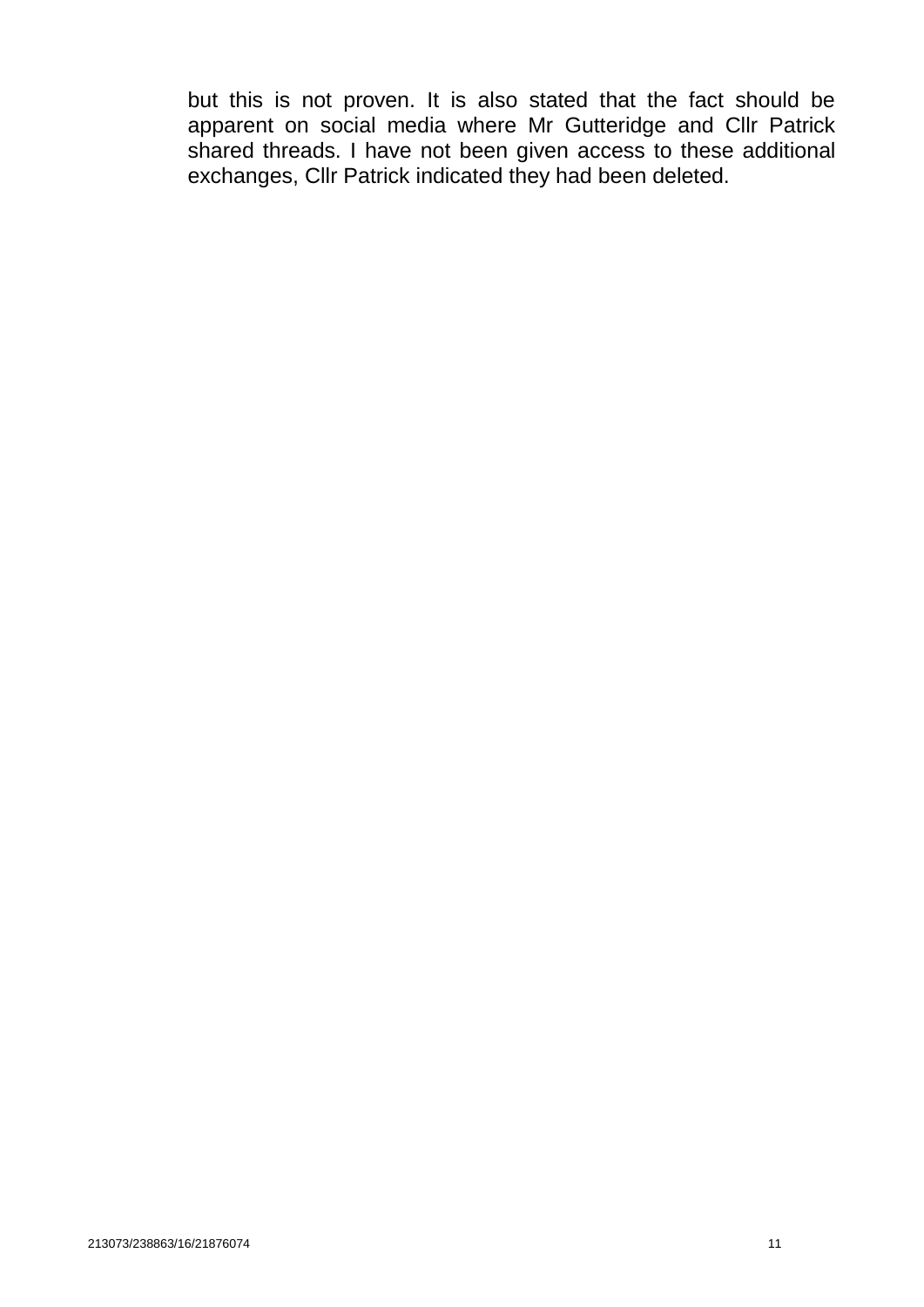but this is not proven. It is also stated that the fact should be apparent on social media where Mr Gutteridge and Cllr Patrick shared threads. I have not been given access to these additional exchanges, Cllr Patrick indicated they had been deleted.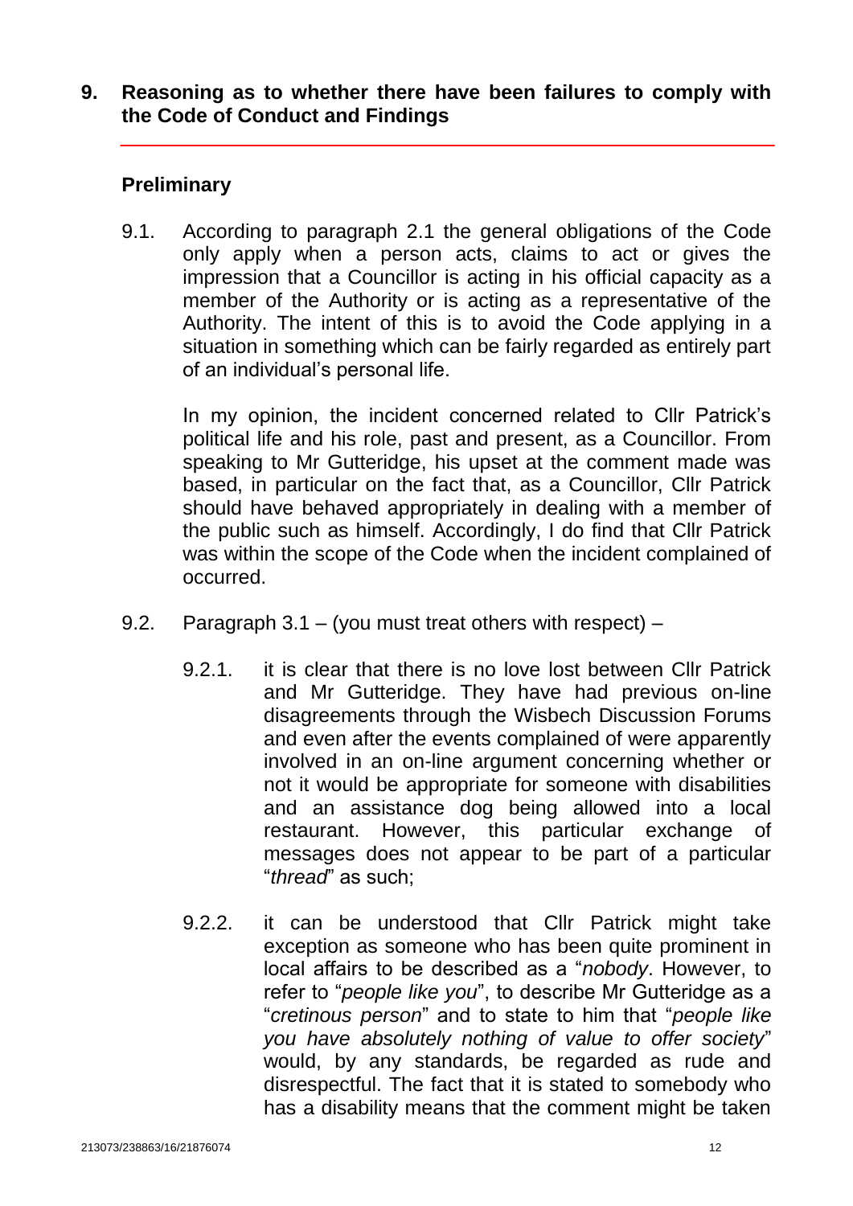## 9. Reasoning as to whether there have been failures to comply with the Code of Conduct and Findings

### Preliminary

9.1. According to paragraph 2.1 the general obligations of the Code only apply when a person acts, claims to act or gives the impression that a Councillor is acting in his official capacity as a member of the Authority or is acting as a representative of the Authority. The intent of this is to avoid the Code applying in a situation in something which can be fairly regarded as entirely part of an individual's personal life.

In my opinion, the incident concerned related to Cllr Patrick's political life and his role, past and present, as a Councillor. From speaking to Mr Gutteridge, his upset at the comment made was based, in particular on the fact that, as a Councillor, Cllr Patrick should have behaved appropriately in dealing with a member of the public such as himself. Accordingly, I do find that Cllr Patrick was within the scope of the Code when the incident complained of occurred.

9.2. Paragraph 3.1 – (you must treat others with respect) –

9.2.1. it is clear that there is no love lost between Cllr Patrick and Mr Gutteridge. They have had previous on-line disagreements through the Wisbech Discussion Forums and even after the events complained of were apparently involved in an on-line argument concerning whether or not it would be appropriate for someone with disabilities and an assistance dog being allowed into a local restaurant. However, this particular exchange of messages does not appear to be part of a particular "*thread*" as such;

9.2.2. it can be understood that Cllr Patrick might take exception as someone who has been quite prominent in local affairs to be described as a "*nobody*. However, to refer to "*people like you*", to describe Mr Gutteridge as a "*cretinous person*" and to state to him that "*people like you have absolutely nothing of value to offer society*" would, by any standards, be regarded as rude and disrespectful. The fact that it is stated to somebody who has a disability means that the comment might be taken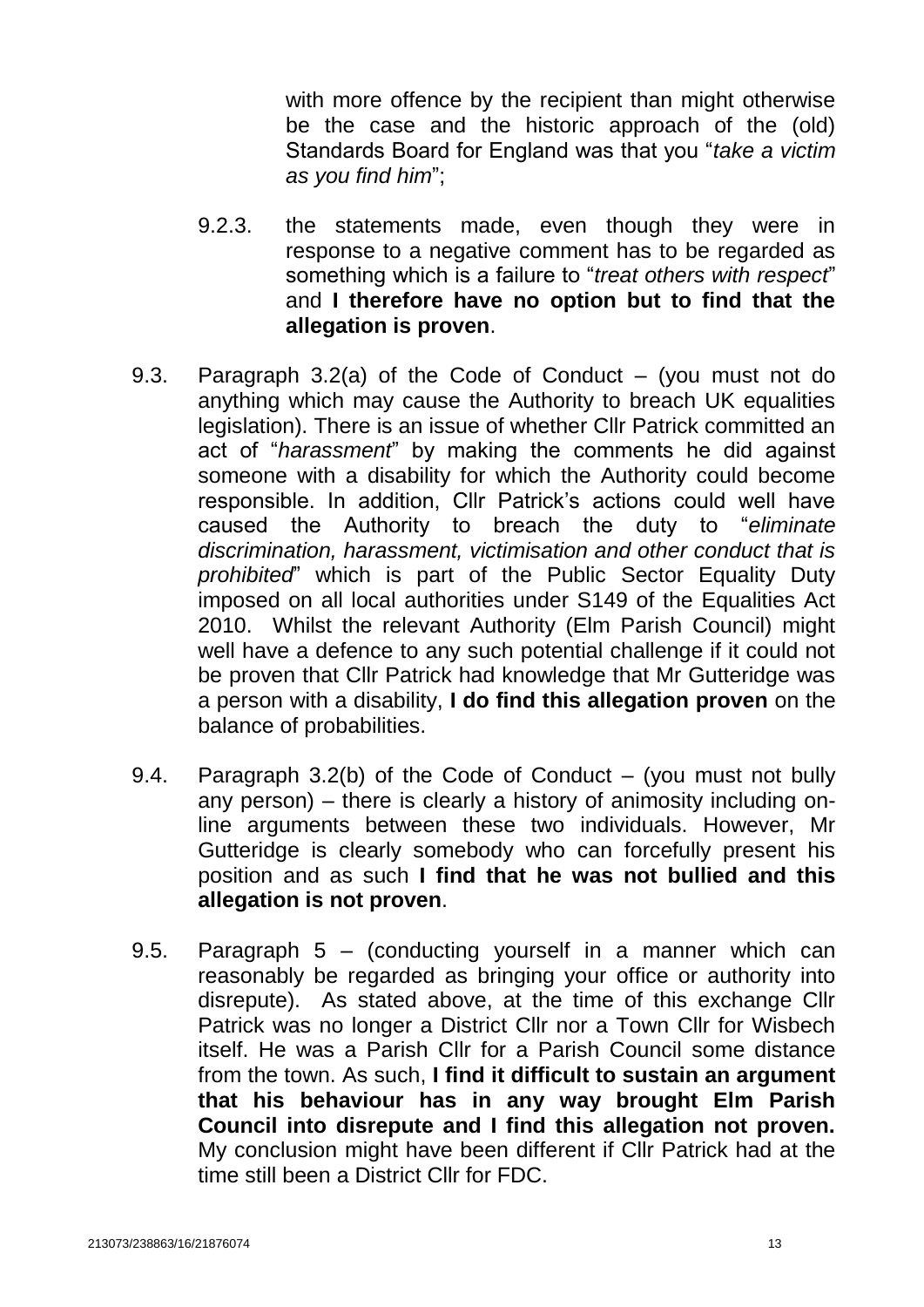with more offence by the recipient than might otherwise be the case and the historic approach of the (old) Standards Board for England was that you "*take a victim as you find him*";

9.2.3. the statements made, even though they were in response to a negative comment has to be regarded as something which is a failure to "*treat others with respect*" and **I therefore have no option but to find that the allegation is proven**.

9.3. Paragraph 3.2(a) of the Code of Conduct – (you must not do anything which may cause the Authority to breach UK equalities legislation). There is an issue of whether Cllr Patrick committed an act of "*harassment*" by making the comments he did against someone with a disability for which the Authority could become responsible. In addition, Cllr Patrick's actions could well have caused the Authority to breach the duty to "*eliminate discrimination, harassment, victimisation and other conduct that is prohibited*" which is part of the Public Sector Equality Duty imposed on all local authorities under S149 of the Equalities Act 2010. Whilst the relevant Authority (Elm Parish Council) might well have a defence to any such potential challenge if it could not be proven that Cllr Patrick had knowledge that Mr Gutteridge was a person with a disability, **I do find this allegation proven** on the balance of probabilities.

9.4. Paragraph 3.2(b) of the Code of Conduct – (you must not bully any person) – there is clearly a history of animosity including on-line arguments between these two individuals. However, Mr Gutteridge is clearly somebody who can forcefully present his position and as such **I find that he was not bullied and this allegation is not proven**.

9.5. Paragraph 5 – (conducting yourself in a manner which can reasonably be regarded as bringing your office or authority into disrepute). As stated above, at the time of this exchange Cllr Patrick was no longer a District Cllr nor a Town Cllr for Wisbech itself. He was a Parish Cllr for a Parish Council some distance from the town. As such, **I find it difficult to sustain an argument that his behaviour has in any way brought Elm Parish Council into disrepute and I find this allegation not proven.** My conclusion might have been different if Cllr Patrick had at the time still been a District Cllr for FDC.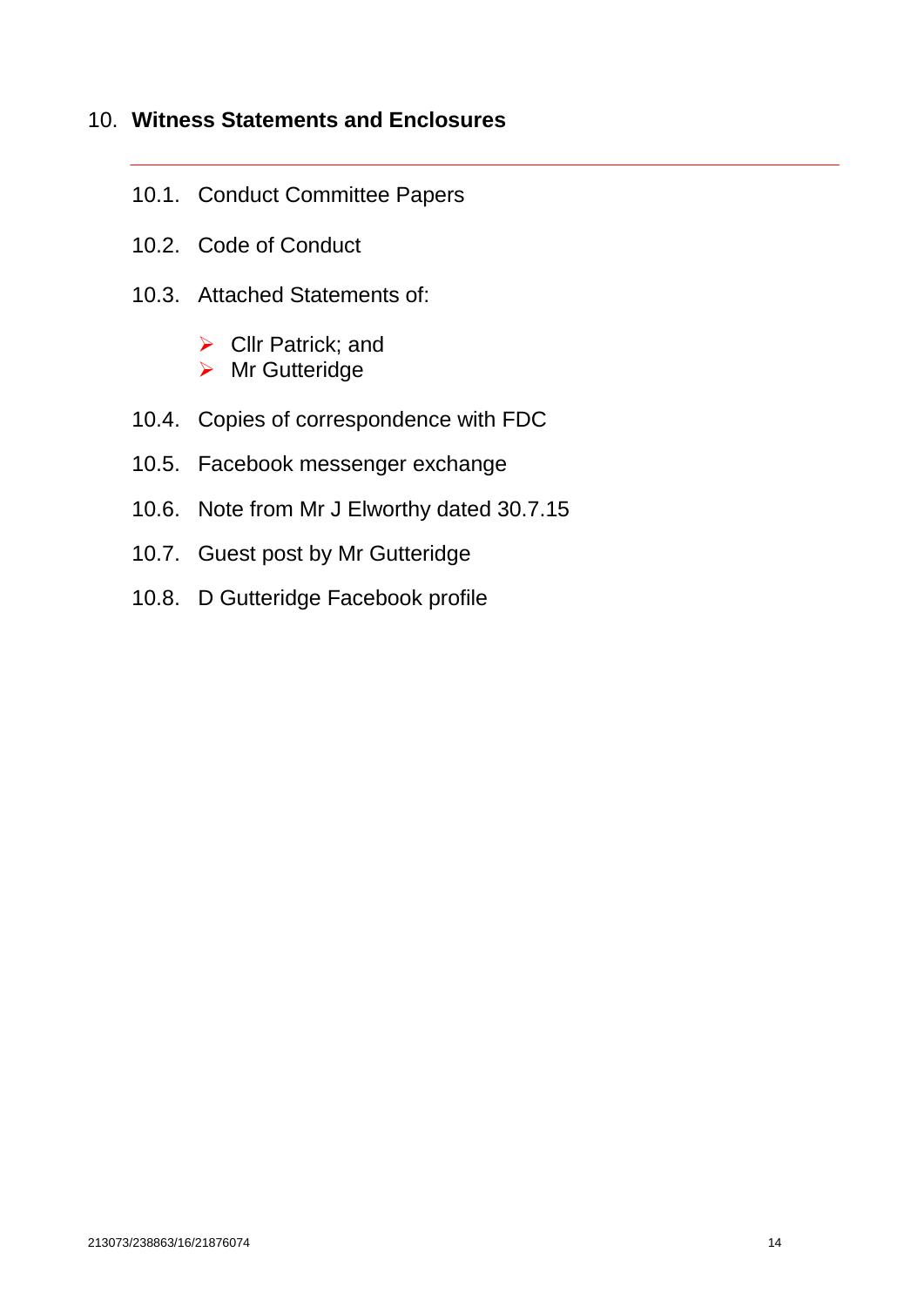## 10. Witness Statements and Enclosures

---

10.1. Conduct Committee Papers

10.2. Code of Conduct

10.3. Attached Statements of:

- Cllr Patrick; and
- Mr Gutteridge

10.4. Copies of correspondence with FDC

10.5. Facebook messenger exchange

10.6. Note from Mr J Elworthy dated 30.7.15

10.7. Guest post by Mr Gutteridge

10.8. D Gutteridge Facebook profile

213073/238863/16/21876074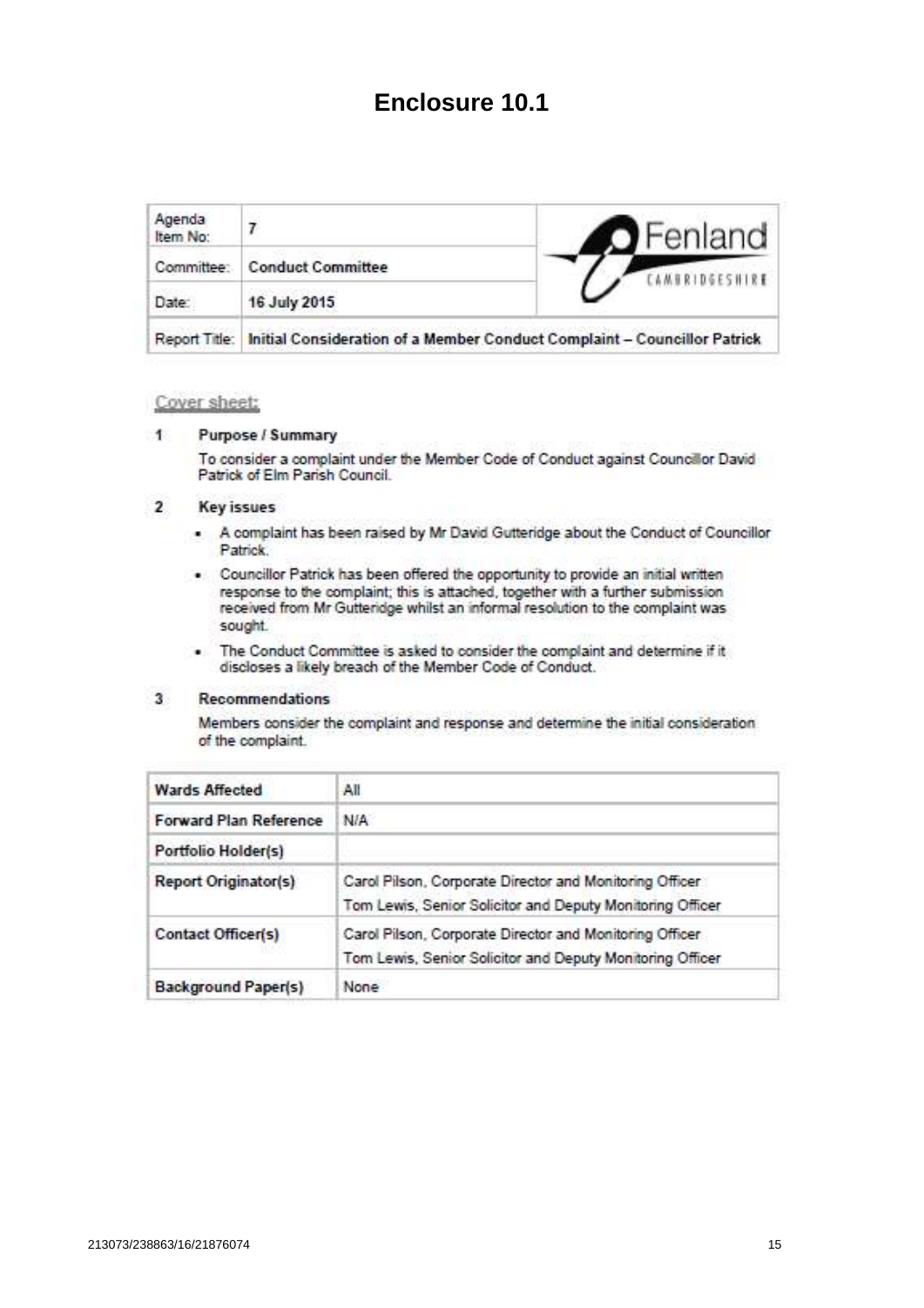# Enclosure 10.1

| Agenda Item No: | 7 | Fenland CAMBRIDGESHIRE |
|---|---|---|
| Committee: | Conduct Committee | |
| Date: | 16 July 2015 | |
| Report Title: | Initial Consideration of a Member Conduct Complaint – Councillor Patrick | |

## Cover sheet:

**1 Purpose / Summary**

To consider a complaint under the Member Code of Conduct against Councillor David Patrick of Elm Parish Council.

**2 Key issues**

- A complaint has been raised by Mr David Gutteridge about the Conduct of Councillor Patrick.
- Councillor Patrick has been offered the opportunity to provide an initial written response to the complaint; this is attached, together with a further submission received from Mr Gutteridge whilst an informal resolution to the complaint was sought.
- The Conduct Committee is asked to consider the complaint and determine if it discloses a likely breach of the Member Code of Conduct.

**3 Recommendations**

Members consider the complaint and response and determine the initial consideration of the complaint.

| Wards Affected | All |
|---|---|
| Forward Plan Reference | N/A |
| Portfolio Holder(s) | |
| Report Originator(s) | Carol Pilson, Corporate Director and Monitoring Officer<br>Tom Lewis, Senior Solicitor and Deputy Monitoring Officer |
| Contact Officer(s) | Carol Pilson, Corporate Director and Monitoring Officer<br>Tom Lewis, Senior Solicitor and Deputy Monitoring Officer |
| Background Paper(s) | None |

213073/238863/16/21876074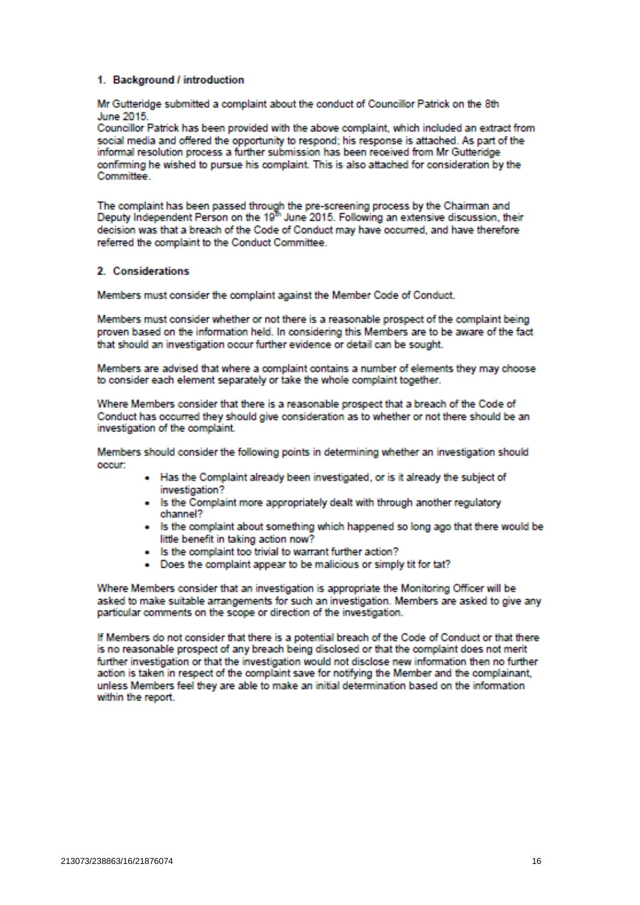## 1. Background / introduction

Mr Gutteridge submitted a complaint about the conduct of Councillor Patrick on the 8th June 2015.
Councillor Patrick has been provided with the above complaint, which included an extract from social media and offered the opportunity to respond; his response is attached. As part of the informal resolution process a further submission has been received from Mr Gutteridge confirming he wished to pursue his complaint. This is also attached for consideration by the Committee.

The complaint has been passed through the pre-screening process by the Chairman and Deputy Independent Person on the 19th June 2015. Following an extensive discussion, their decision was that a breach of the Code of Conduct may have occurred, and have therefore referred the complaint to the Conduct Committee.

## 2. Considerations

Members must consider the complaint against the Member Code of Conduct.

Members must consider whether or not there is a reasonable prospect of the complaint being proven based on the information held. In considering this Members are to be aware of the fact that should an investigation occur further evidence or detail can be sought.

Members are advised that where a complaint contains a number of elements they may choose to consider each element separately or take the whole complaint together.

Where Members consider that there is a reasonable prospect that a breach of the Code of Conduct has occurred they should give consideration as to whether or not there should be an investigation of the complaint.

Members should consider the following points in determining whether an investigation should occur:

- Has the Complaint already been investigated, or is it already the subject of investigation?
- Is the Complaint more appropriately dealt with through another regulatory channel?
- Is the complaint about something which happened so long ago that there would be little benefit in taking action now?
- Is the complaint too trivial to warrant further action?
- Does the complaint appear to be malicious or simply tit for tat?

Where Members consider that an investigation is appropriate the Monitoring Officer will be asked to make suitable arrangements for such an investigation. Members are asked to give any particular comments on the scope or direction of the investigation.

If Members do not consider that there is a potential breach of the Code of Conduct or that there is no reasonable prospect of any breach being disclosed or that the complaint does not merit further investigation or that the investigation would not disclose new information then no further action is taken in respect of the complaint save for notifying the Member and the complainant, unless Members feel they are able to make an initial determination based on the information within the report.

213073/238863/16/21876074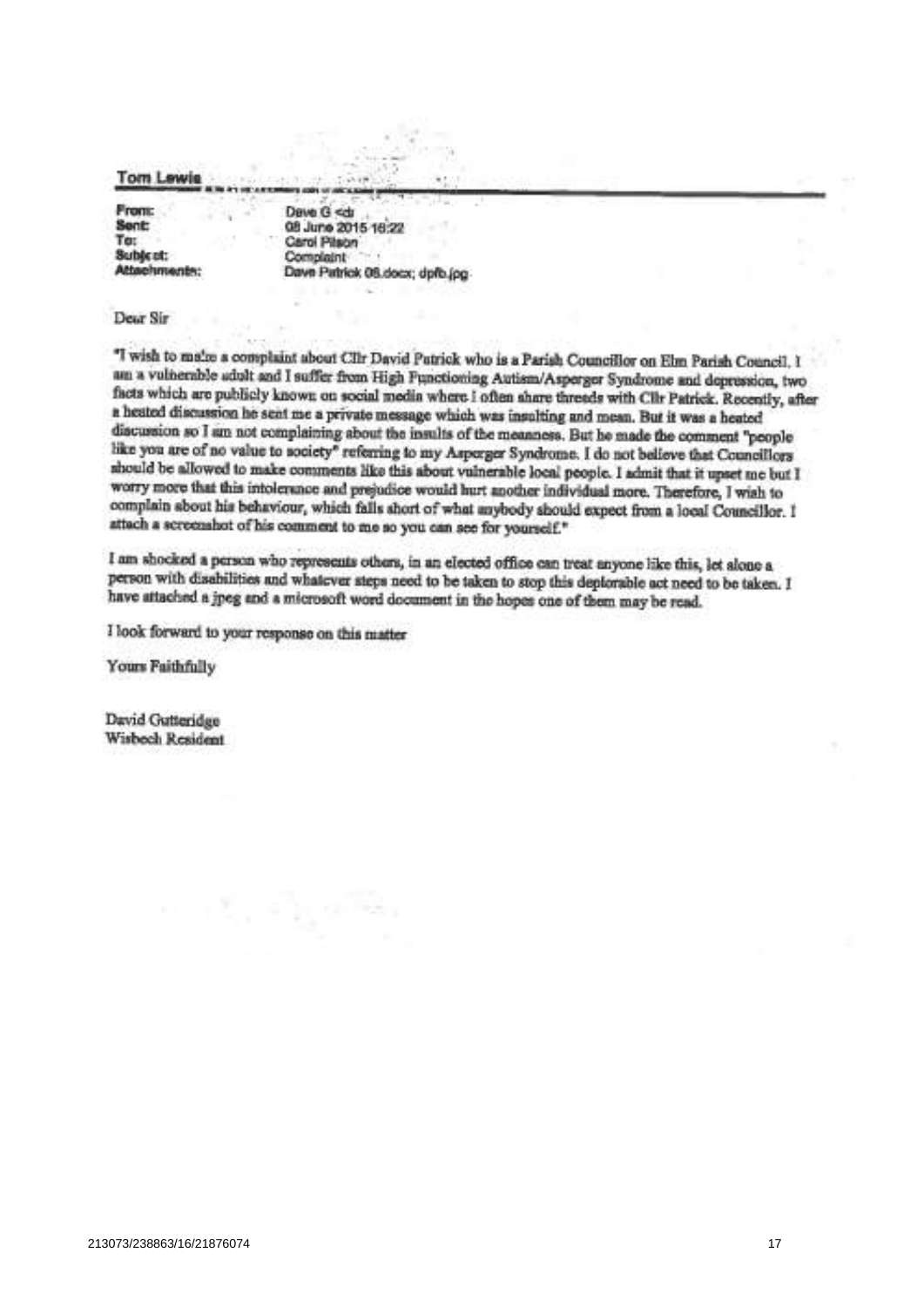**Tom Lewis**

| | |
|---|---|
| **From:** | Dave G <d |
| **Sent:** | 08 June 2015 16:22 |
| **To:** | Carol Pilson |
| **Subject:** | Complaint |
| **Attachments:** | Dave Patrick 08.docx; dpfb.jpg |

Dear Sir

"I wish to make a complaint about Cllr David Patrick who is a Parish Councillor on Elm Parish Council. I am a vulnerable adult and I suffer from High Functioning Autism/Asperger Syndrome and depression, two facts which are publicly known on social media where I often share threads with Cllr Patrick. Recently, after a heated discussion he sent me a private message which was insulting and mean. But it was a heated discussion so I am not complaining about the insults of the meanness. But he made the comment "people like you are of no value to society" referring to my Asperger Syndrome. I do not believe that Councillors should be allowed to make comments like this about vulnerable local people. I admit that it upset me but I worry more that this intolerance and prejudice would hurt another individual more. Therefore, I wish to complain about his behaviour, which falls short of what anybody should expect from a local Councillor. I attach a screenshot of his comment to me so you can see for yourself."

I am shocked a person who represents others, in an elected office can treat anyone like this, let alone a person with disabilities and whatever steps need to be taken to stop this deplorable act need to be taken. I have attached a jpeg and a microsoft word document in the hopes one of them may be read.

I look forward to your response on this matter

Yours Faithfully

David Gutteridge
Wisbech Resident

213073/238863/16/21876074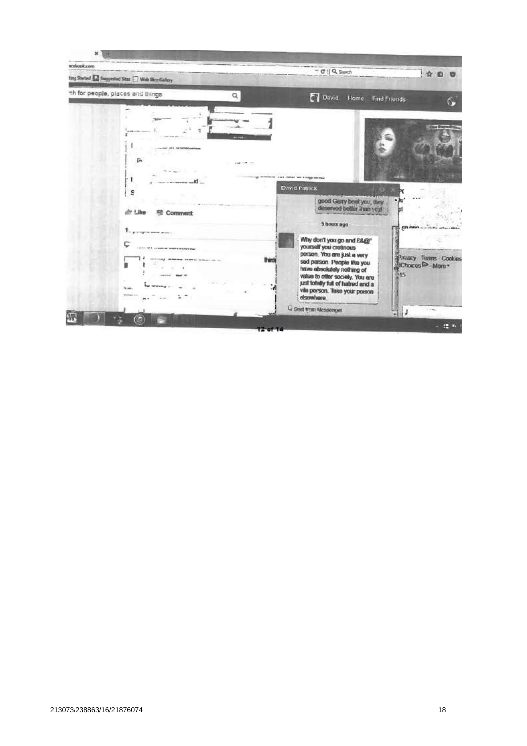acebook.com

ting Started  Suggested Sites  Web Slice Gallery

ch for people, places and things

David  Home  Find Friends

Like  Comment

David Patrick

good Garry beat you, they deserved better than you!

5 hours ago

Why don't you go and £&@" yourself you cretinous person. You are just a very sad person. People like you have absolutely nothing of value to offer society. You are just totally full of hatred and a vile person. Take your poison elsewhere

Sent from Messenger

Privacy · Terms · Cookies · AdChoices · More

12 of 14

213073/238863/16/21876074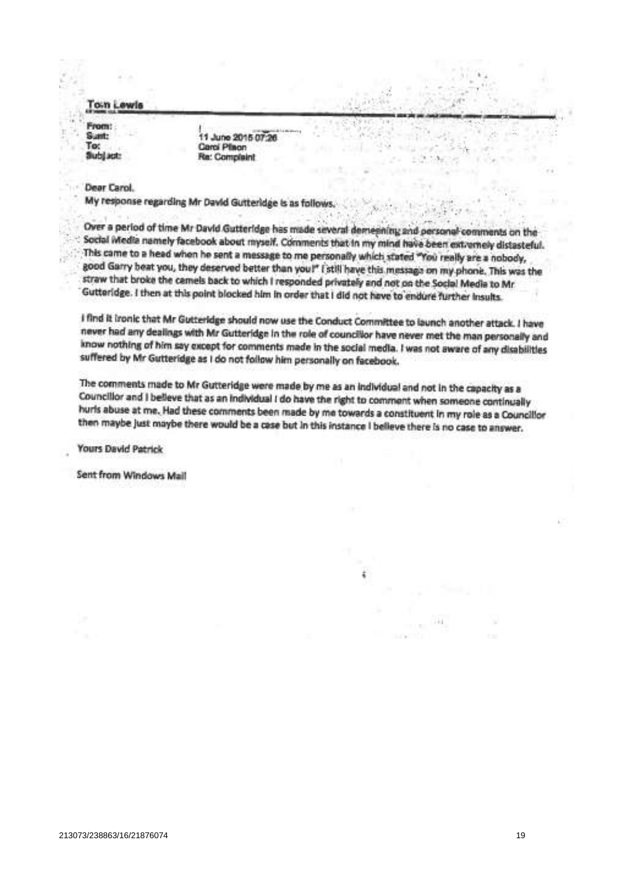**Tom Lewis**

|  |  |
|---|---|
| From: | |
| Sent: | 11 June 2015 07:26 |
| To: | Carol Pilson |
| Subject: | Re: Complaint |

Dear Carol.

My response regarding Mr David Gutteridge is as follows.

Over a period of time Mr David Gutteridge has made several demeaning and personal comments on the Social Media namely facebook about myself. Comments that in my mind have been extremely distasteful. This came to a head when he sent a message to me personally which stated "You really are a nobody, good Garry beat you, they deserved better than you!" I still have this message on my phone. This was the straw that broke the camels back to which I responded privately and not on the Social Media to Mr Gutteridge. I then at this point blocked him in order that I did not have to endure further insults.

I find it ironic that Mr Gutteridge should now use the Conduct Committee to launch another attack. I have never had any dealings with Mr Gutteridge in the role of councillor have never met the man personally and know nothing of him say except for comments made in the social media. I was not aware of any disabilities suffered by Mr Gutteridge as I do not follow him personally on facebook.

The comments made to Mr Gutteridge were made by me as an individual and not in the capacity as a Councillor and I believe that as an individual I do have the right to comment when someone continually hurls abuse at me. Had these comments been made by me towards a constituent in my role as a Councillor then maybe just maybe there would be a case but in this instance I believe there is no case to answer.

Yours David Patrick

Sent from Windows Mail

213073/238863/16/21876074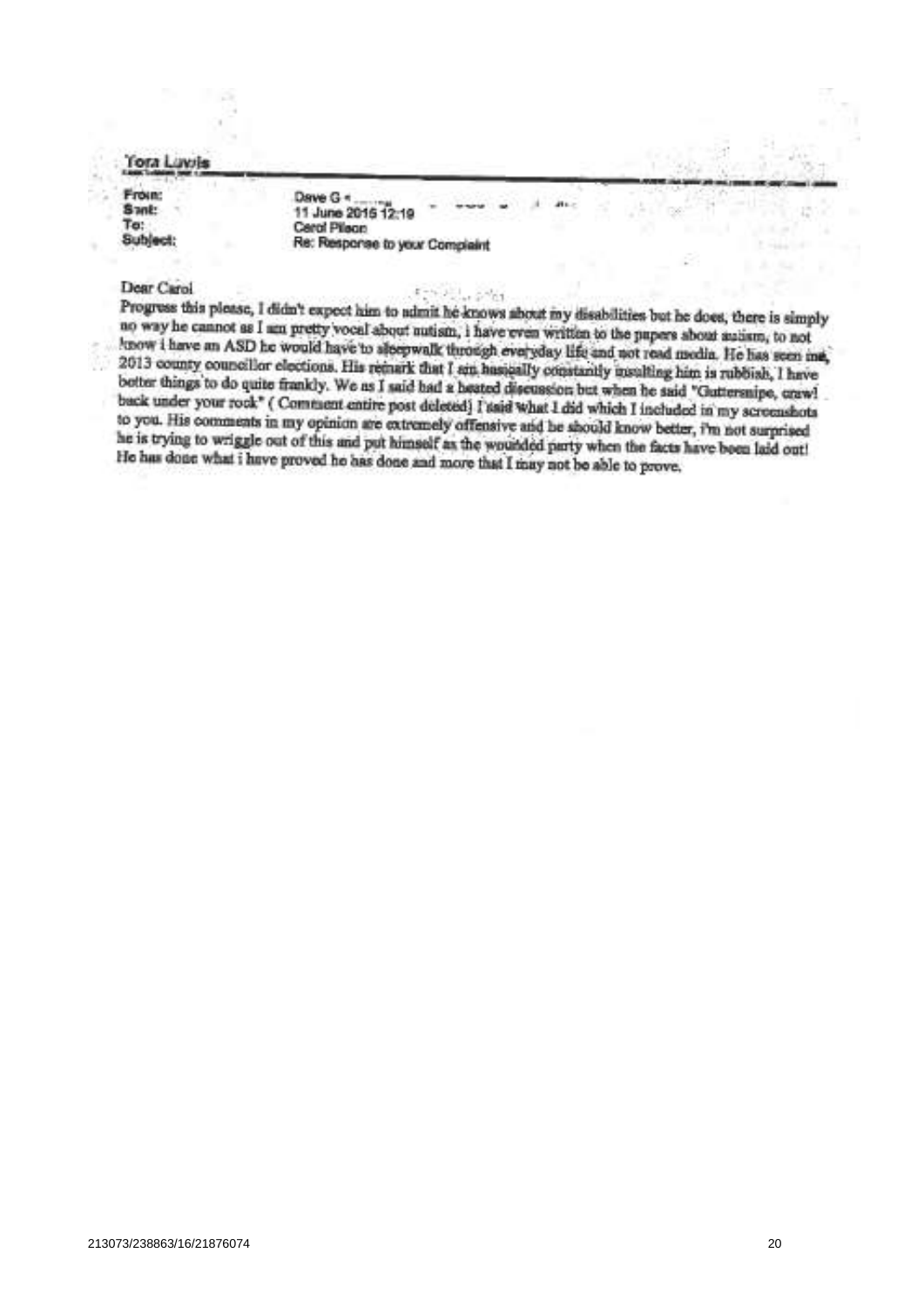**Tora Lewis**

**From:** Dave G < 
**Sent:** 11 June 2016 12:19
**To:** Carol Pilson
**Subject:** Re: Response to your Complaint

Dear Carol

Progress this please, I didn't expect him to admit he knows about my disabilities but he does, there is simply no way he cannot as I am pretty vocal about autism, i have even written to the papers about autism, to not know i have an ASD he would have to sleepwalk through everyday life and not read media. He has seen me, 2013 county councillor elections. His remark that I am basically constantly insulting him is rubbish, I have better things to do quite frankly. We as I said had a heated discussion but when he said "Guttersnipe, crawl back under your rock" ( Comment entire post deleted) I said what I did which I included in my screenshots to you. His comments in my opinion are extremely offensive and he should know better, i'm not surprised he is trying to wriggle out of this and put himself as the wounded party when the facts have been laid out! He has done what i have proved he has done and more that I may not be able to prove.

213073/238863/16/21876074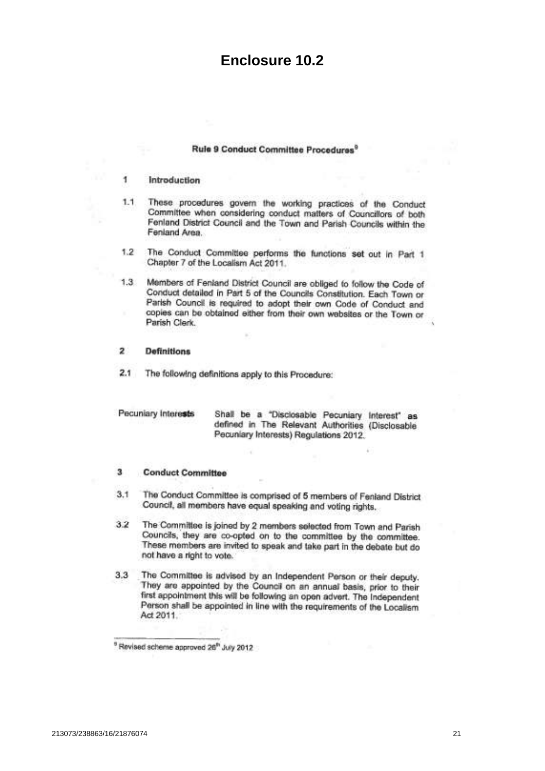# Enclosure 10.2

## Rule 9 Conduct Committee Procedures[9]

### 1 Introduction

1.1 These procedures govern the working practices of the Conduct Committee when considering conduct matters of Councillors of both Fenland District Council and the Town and Parish Councils within the Fenland Area.

1.2 The Conduct Committee performs the functions set out in Part 1 Chapter 7 of the Localism Act 2011.

1.3 Members of Fenland District Council are obliged to follow the Code of Conduct detailed in Part 5 of the Councils Constitution. Each Town or Parish Council is required to adopt their own Code of Conduct and copies can be obtained either from their own websites or the Town or Parish Clerk.

### 2 Definitions

2.1 The following definitions apply to this Procedure:

| | |
|---|---|
| Pecuniary Interests | Shall be a "Disclosable Pecuniary Interest" as defined in The Relevant Authorities (Disclosable Pecuniary Interests) Regulations 2012. |

### 3 Conduct Committee

3.1 The Conduct Committee is comprised of 5 members of Fenland District Council, all members have equal speaking and voting rights.

3.2 The Committee is joined by 2 members selected from Town and Parish Councils, they are co-opted on to the committee by the committee. These members are invited to speak and take part in the debate but do not have a right to vote.

3.3 The Committee is advised by an Independent Person or their deputy. They are appointed by the Council on an annual basis, prior to their first appointment this will be following an open advert. The Independent Person shall be appointed in line with the requirements of the Localism Act 2011.

---

[9] Revised scheme approved 26th July 2012

213073/238863/16/21876074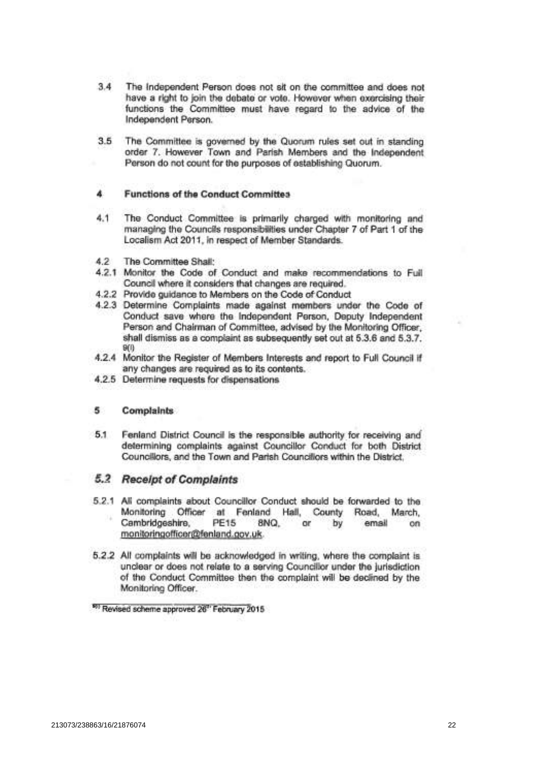3.4 The Independent Person does not sit on the committee and does not have a right to join the debate or vote. However when exercising their functions the Committee must have regard to the advice of the Independent Person.

3.5 The Committee is governed by the Quorum rules set out in standing order 7. However Town and Parish Members and the Independent Person do not count for the purposes of establishing Quorum.

## 4 Functions of the Conduct Committee

4.1 The Conduct Committee is primarily charged with monitoring and managing the Councils responsibilities under Chapter 7 of Part 1 of the Localism Act 2011, in respect of Member Standards.

4.2 The Committee Shall:

4.2.1 Monitor the Code of Conduct and make recommendations to Full Council where it considers that changes are required.

4.2.2 Provide guidance to Members on the Code of Conduct

4.2.3 Determine Complaints made against members under the Code of Conduct save where the Independent Person, Deputy Independent Person and Chairman of Committee, advised by the Monitoring Officer, shall dismiss as a complaint as subsequently set out at 5.3.6 and 5.3.7. 9(i)

4.2.4 Monitor the Register of Members Interests and report to Full Council if any changes are required as to its contents.

4.2.5 Determine requests for dispensations

## 5 Complaints

5.1 Fenland District Council is the responsible authority for receiving and determining complaints against Councillor Conduct for both District Councillors, and the Town and Parish Councillors within the District.

### *5.2 Receipt of Complaints*

5.2.1 All complaints about Councillor Conduct should be forwarded to the Monitoring Officer at Fenland Hall, County Road, March, Cambridgeshire, PE15 8NQ, or by email on monitoringofficer@fenland.gov.uk.

5.2.2 All complaints will be acknowledged in writing, where the complaint is unclear or does not relate to a serving Councillor under the jurisdiction of the Conduct Committee then the complaint will be declined by the Monitoring Officer.

---

9(i) Revised scheme approved 26th February 2015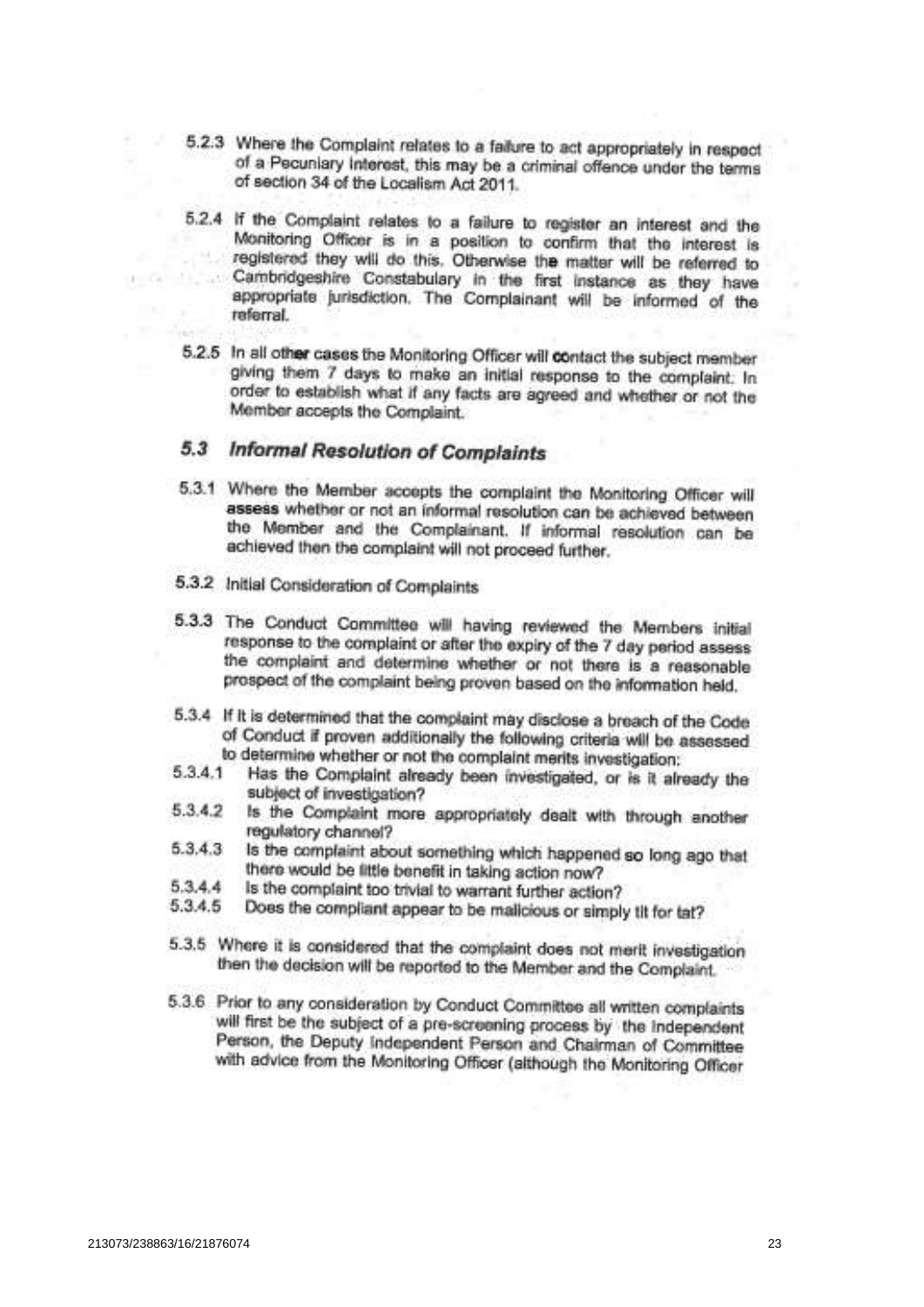5.2.3 Where the Complaint relates to a failure to act appropriately in respect of a Pecuniary Interest, this may be a criminal offence under the terms of section 34 of the Localism Act 2011.

5.2.4 If the Complaint relates to a failure to register an interest and the Monitoring Officer is in a position to confirm that the interest is registered they will do this. Otherwise the matter will be referred to Cambridgeshire Constabulary in the first instance as they have appropriate jurisdiction. The Complainant will be informed of the referral.

5.2.5 In all other cases the Monitoring Officer will contact the subject member giving them 7 days to make an initial response to the complaint. In order to establish what if any facts are agreed and whether or not the Member accepts the Complaint.

### 5.3 *Informal Resolution of Complaints*

5.3.1 Where the Member accepts the complaint the Monitoring Officer will assess whether or not an informal resolution can be achieved between the Member and the Complainant. If informal resolution can be achieved then the complaint will not proceed further.

5.3.2 Initial Consideration of Complaints

5.3.3 The Conduct Committee will having reviewed the Members initial response to the complaint or after the expiry of the 7 day period assess the complaint and determine whether or not there is a reasonable prospect of the complaint being proven based on the information held.

5.3.4 If it is determined that the complaint may disclose a breach of the Code of Conduct if proven additionally the following criteria will be assessed to determine whether or not the complaint merits investigation:

5.3.4.1 Has the Complaint already been investigated, or is it already the subject of investigation?

5.3.4.2 Is the Complaint more appropriately dealt with through another regulatory channel?

5.3.4.3 Is the complaint about something which happened so long ago that there would be little benefit in taking action now?

5.3.4.4 Is the complaint too trivial to warrant further action?

5.3.4.5 Does the compliant appear to be malicious or simply tit for tat?

5.3.5 Where it is considered that the complaint does not merit investigation then the decision will be reported to the Member and the Complaint.

5.3.6 Prior to any consideration by Conduct Committee all written complaints will first be the subject of a pre-screening process by the Independent Person, the Deputy Independent Person and Chairman of Committee with advice from the Monitoring Officer (although the Monitoring Officer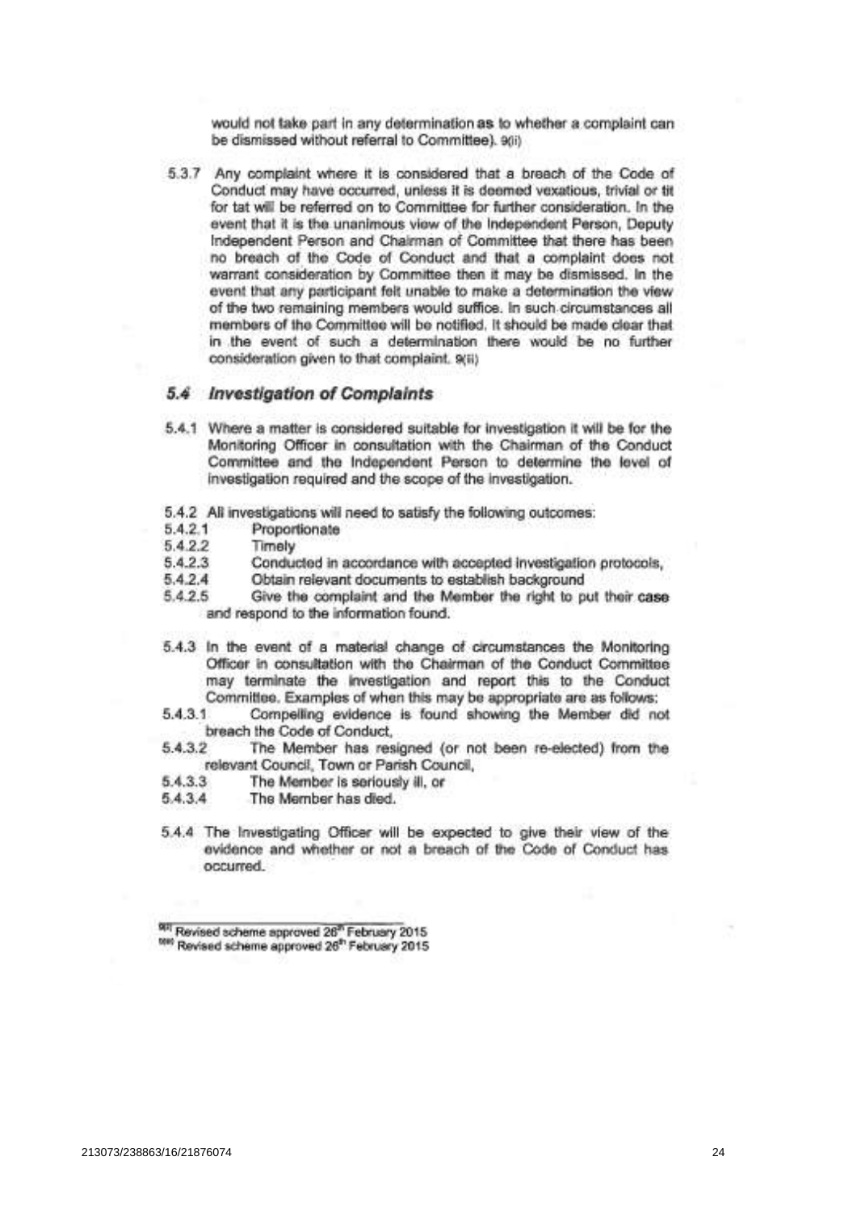would not take part in any determination as to whether a complaint can be dismissed without referral to Committee). 9(ii)

5.3.7 Any complaint where it is considered that a breach of the Code of Conduct may have occurred, unless it is deemed vexatious, trivial or tit for tat will be referred on to Committee for further consideration. In the event that it is the unanimous view of the Independent Person, Deputy Independent Person and Chairman of Committee that there has been no breach of the Code of Conduct and that a complaint does not warrant consideration by Committee then it may be dismissed. In the event that any participant felt unable to make a determination the view of the two remaining members would suffice. In such circumstances all members of the Committee will be notified. It should be made clear that in the event of such a determination there would be no further consideration given to that complaint. 9(ii)

## 5.4 *Investigation of Complaints*

5.4.1 Where a matter is considered suitable for investigation it will be for the Monitoring Officer in consultation with the Chairman of the Conduct Committee and the Independent Person to determine the level of investigation required and the scope of the investigation.

5.4.2 All investigations will need to satisfy the following outcomes:

5.4.2.1 Proportionate

5.4.2.2 Timely

5.4.2.3 Conducted in accordance with accepted investigation protocols,

5.4.2.4 Obtain relevant documents to establish background

5.4.2.5 Give the complaint and the Member the right to put their case and respond to the information found.

5.4.3 In the event of a material change of circumstances the Monitoring Officer in consultation with the Chairman of the Conduct Committee may terminate the investigation and report this to the Conduct Committee. Examples of when this may be appropriate are as follows:

5.4.3.1 Compelling evidence is found showing the Member did not breach the Code of Conduct,

5.4.3.2 The Member has resigned (or not been re-elected) from the relevant Council, Town or Parish Council,

5.4.3.3 The Member is seriously ill, or

5.4.3.4 The Member has died.

5.4.4 The Investigating Officer will be expected to give their view of the evidence and whether or not a breach of the Code of Conduct has occurred.

---

9(i) Revised scheme approved 26th February 2015
9(ii) Revised scheme approved 26th February 2015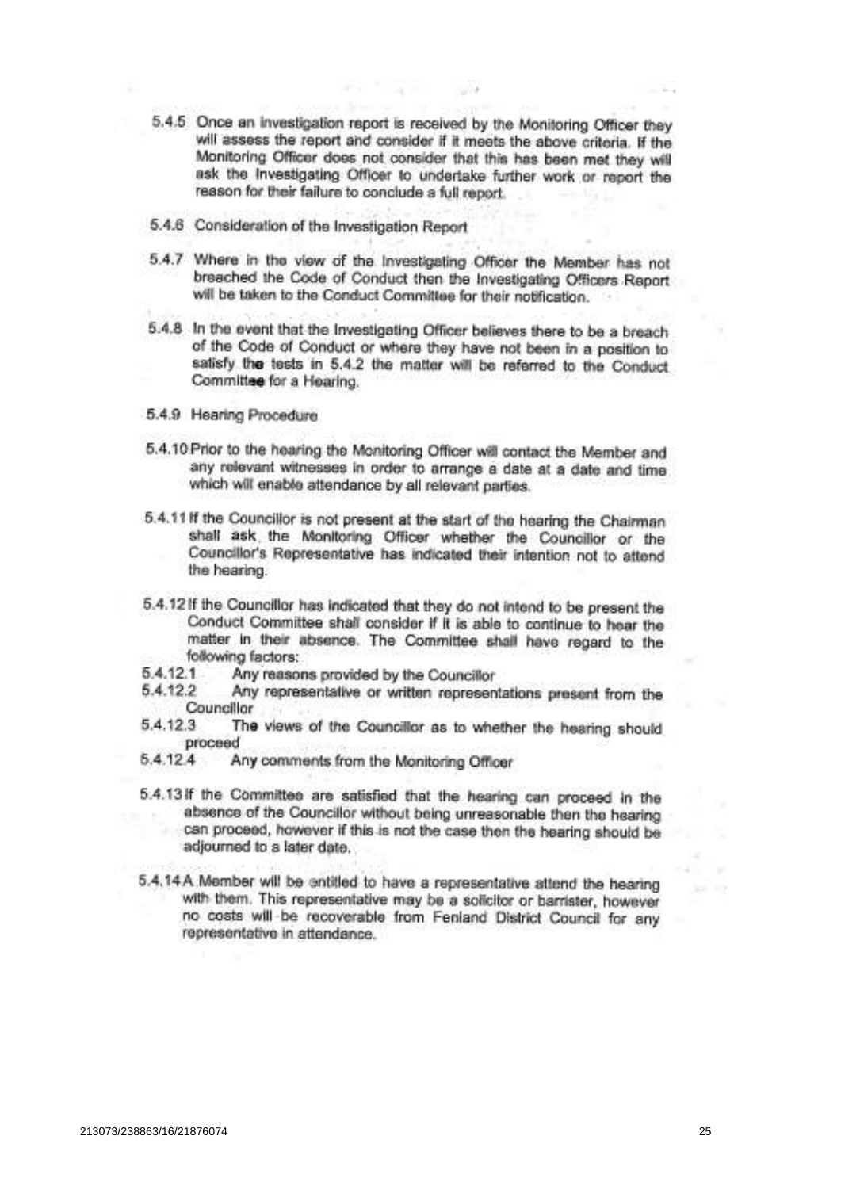5.4.5 Once an investigation report is received by the Monitoring Officer they will assess the report and consider if it meets the above criteria. If the Monitoring Officer does not consider that this has been met they will ask the Investigating Officer to undertake further work or report the reason for their failure to conclude a full report.

5.4.6 Consideration of the Investigation Report

5.4.7 Where in the view of the Investigating Officer the Member has not breached the Code of Conduct then the Investigating Officers Report will be taken to the Conduct Committee for their notification.

5.4.8 In the event that the Investigating Officer believes there to be a breach of the Code of Conduct or where they have not been in a position to satisfy the tests in 5.4.2 the matter will be referred to the Conduct Committee for a Hearing.

5.4.9 Hearing Procedure

5.4.10 Prior to the hearing the Monitoring Officer will contact the Member and any relevant witnesses in order to arrange a date at a date and time which will enable attendance by all relevant parties.

5.4.11 If the Councillor is not present at the start of the hearing the Chairman shall ask the Monitoring Officer whether the Councillor or the Councillor's Representative has indicated their intention not to attend the hearing.

5.4.12 If the Councillor has indicated that they do not intend to be present the Conduct Committee shall consider if it is able to continue to hear the matter in their absence. The Committee shall have regard to the following factors:

5.4.12.1 Any reasons provided by the Councillor

5.4.12.2 Any representative or written representations present from the Councillor

5.4.12.3 The views of the Councillor as to whether the hearing should proceed

5.4.12.4 Any comments from the Monitoring Officer

5.4.13 If the Committee are satisfied that the hearing can proceed in the absence of the Councillor without being unreasonable then the hearing can proceed, however if this is not the case then the hearing should be adjourned to a later date.

5.4.14 A Member will be entitled to have a representative attend the hearing with them. This representative may be a solicitor or barrister, however no costs will be recoverable from Fenland District Council for any representative in attendance.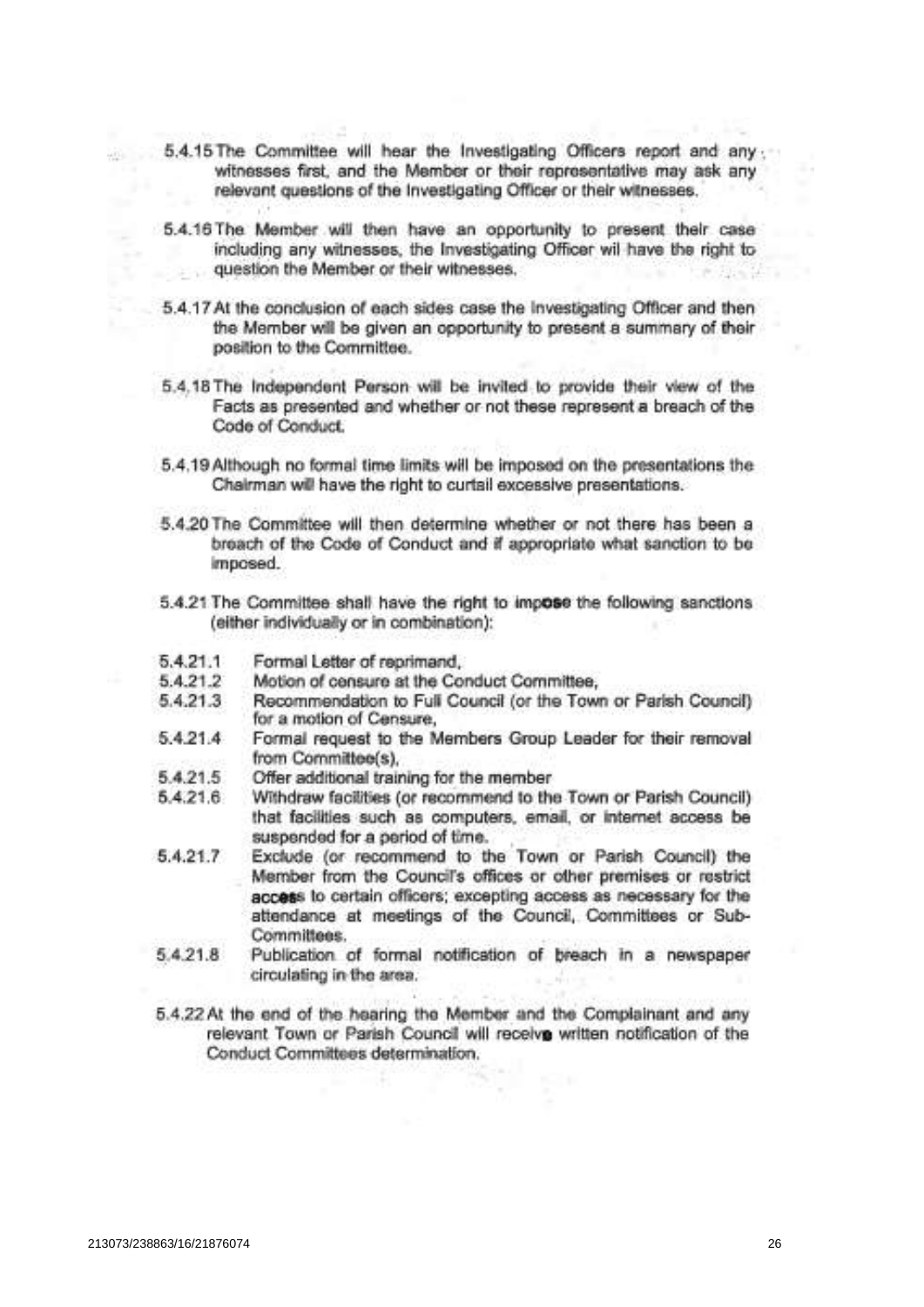5.4.15 The Committee will hear the Investigating Officers report and any witnesses first, and the Member or their representative may ask any relevant questions of the Investigating Officer or their witnesses.

5.4.16 The Member will then have an opportunity to present their case including any witnesses, the Investigating Officer wil have the right to question the Member or their witnesses.

5.4.17 At the conclusion of each sides case the Investigating Officer and then the Member will be given an opportunity to present a summary of their position to the Committee.

5.4.18 The Independent Person will be invited to provide their view of the Facts as presented and whether or not these represent a breach of the Code of Conduct.

5.4.19 Although no formal time limits will be imposed on the presentations the Chairman will have the right to curtail excessive presentations.

5.4.20 The Committee will then determine whether or not there has been a breach of the Code of Conduct and if appropriate what sanction to be imposed.

5.4.21 The Committee shall have the right to impose the following sanctions (either individually or in combination):

5.4.21.1 Formal Letter of reprimand,

5.4.21.2 Motion of censure at the Conduct Committee,

5.4.21.3 Recommendation to Full Council (or the Town or Parish Council) for a motion of Censure,

5.4.21.4 Formal request to the Members Group Leader for their removal from Committee(s),

5.4.21.5 Offer additional training for the member

5.4.21.6 Withdraw facilities (or recommend to the Town or Parish Council) that facilities such as computers, email, or internet access be suspended for a period of time.

5.4.21.7 Exclude (or recommend to the Town or Parish Council) the Member from the Council's offices or other premises or restrict access to certain officers; excepting access as necessary for the attendance at meetings of the Council, Committees or Sub-Committees.

5.4.21.8 Publication of formal notification of breach in a newspaper circulating in the area.

5.4.22 At the end of the hearing the Member and the Complainant and any relevant Town or Parish Council will receive written notification of the Conduct Committees determination.

213073/238863/16/21876074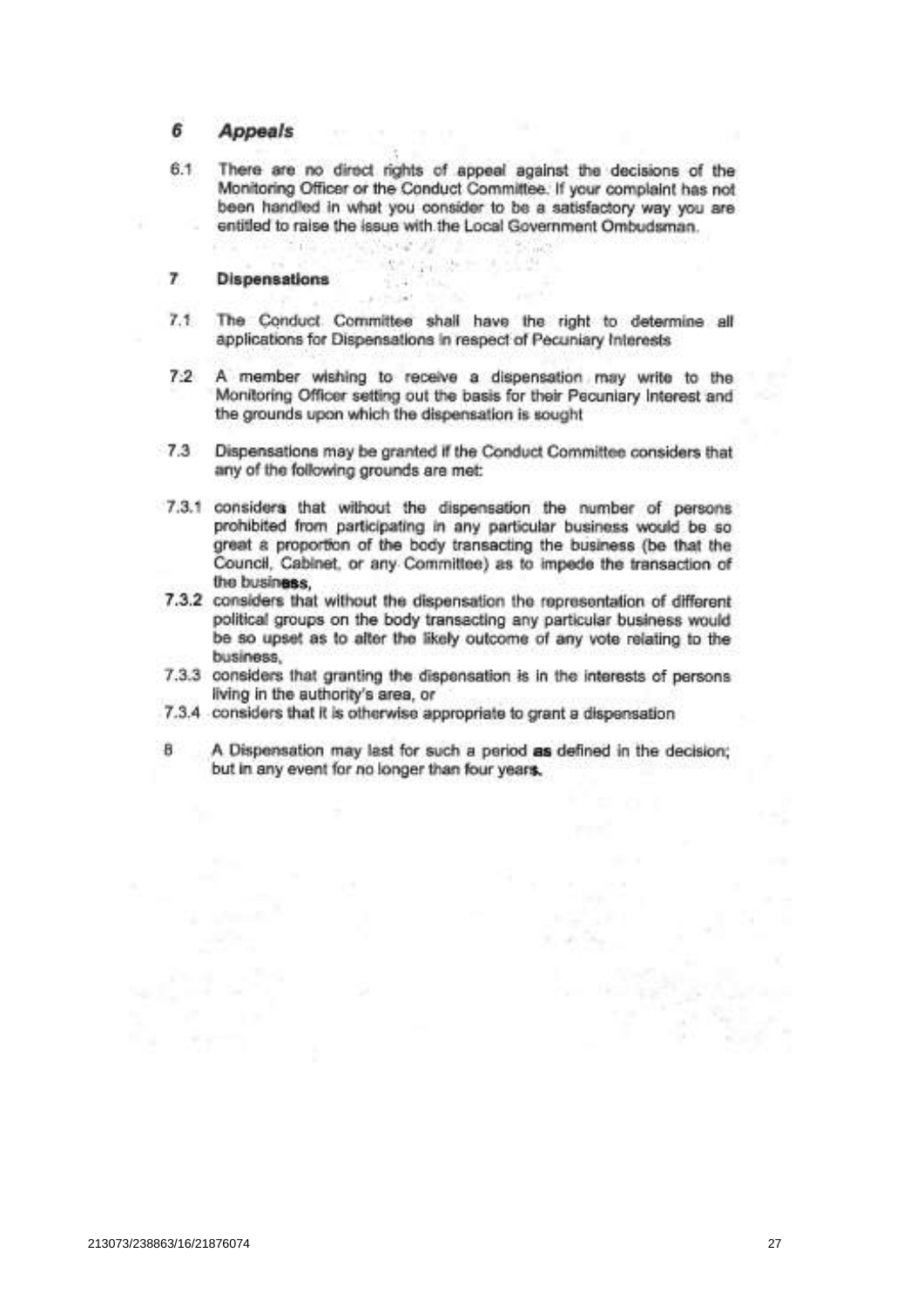## 6 *Appeals*

6.1 There are no direct rights of appeal against the decisions of the Monitoring Officer or the Conduct Committee. If your complaint has not been handled in what you consider to be a satisfactory way you are entitled to raise the issue with the Local Government Ombudsman.

## 7 Dispensations

7.1 The Conduct Committee shall have the right to determine all applications for Dispensations in respect of Pecuniary Interests

7.2 A member wishing to receive a dispensation may write to the Monitoring Officer setting out the basis for their Pecuniary Interest and the grounds upon which the dispensation is sought

7.3 Dispensations may be granted if the Conduct Committee considers that any of the following grounds are met:

7.3.1 considers that without the dispensation the number of persons prohibited from participating in any particular business would be so great a proportion of the body transacting the business (be that the Council, Cabinet, or any Committee) as to impede the transaction of the business,

7.3.2 considers that without the dispensation the representation of different political groups on the body transacting any particular business would be so upset as to alter the likely outcome of any vote relating to the business,

7.3.3 considers that granting the dispensation is in the interests of persons living in the authority's area, or

7.3.4 considers that it is otherwise appropriate to grant a dispensation

8 A Dispensation may last for such a period **as** defined in the decision; but in any event for no longer than four years.

213073/238863/16/21876074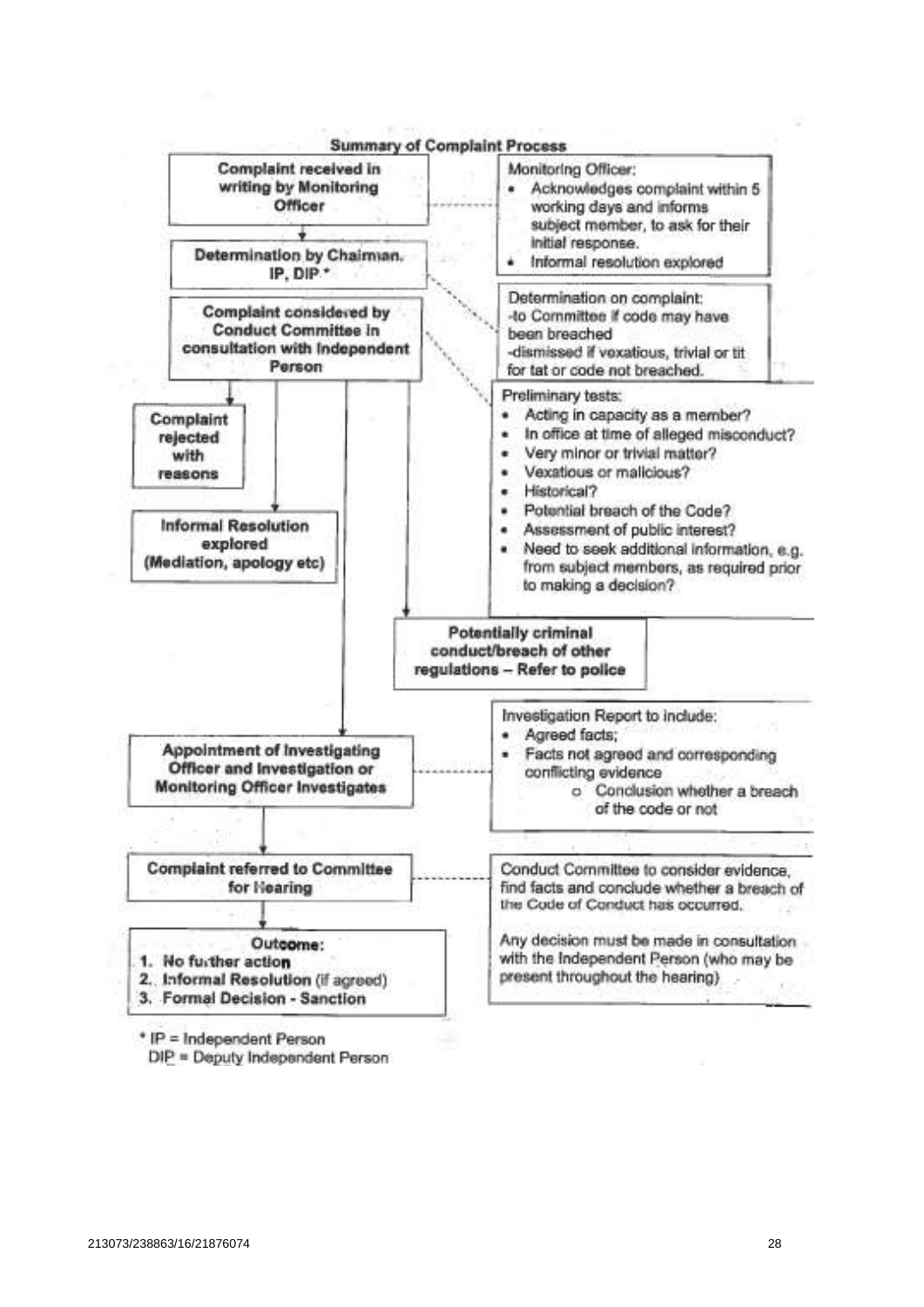## Summary of Complaint Process

**Complaint received in writing by Monitoring Officer**

Monitoring Officer:

- Acknowledges complaint within 5 working days and informs subject member, to ask for their initial response.
- Informal resolution explored

**Determination by Chairman, IP, DIP \***

Determination on complaint:
-to Committee if code may have been breached
-dismissed if vexatious, trivial or tit for tat or code not breached.

**Complaint considered by Conduct Committee in consultation with Independent Person**

Preliminary tests:

- Acting in capacity as a member?
- In office at time of alleged misconduct?
- Very minor or trivial matter?
- Vexatious or malicious?
- Historical?
- Potential breach of the Code?
- Assessment of public interest?
- Need to seek additional information, e.g. from subject members, as required prior to making a decision?

**Complaint rejected with reasons**

**Informal Resolution explored (Mediation, apology etc)**

**Potentially criminal conduct/breach of other regulations – Refer to police**

**Appointment of Investigating Officer and Investigation or Monitoring Officer Investigates**

Investigation Report to include:

- Agreed facts;
- Facts not agreed and corresponding conflicting evidence
    - Conclusion whether a breach of the code or not

**Complaint referred to Committee for Hearing**

Conduct Committee to consider evidence, find facts and conclude whether a breach of the Code of Conduct has occurred.

Any decision must be made in consultation with the Independent Person (who may be present throughout the hearing)

**Outcome:**

1. **No further action**
2. **Informal Resolution** (if agreed)
3. **Formal Decision - Sanction**

\* IP = Independent Person
DIP = Deputy Independent Person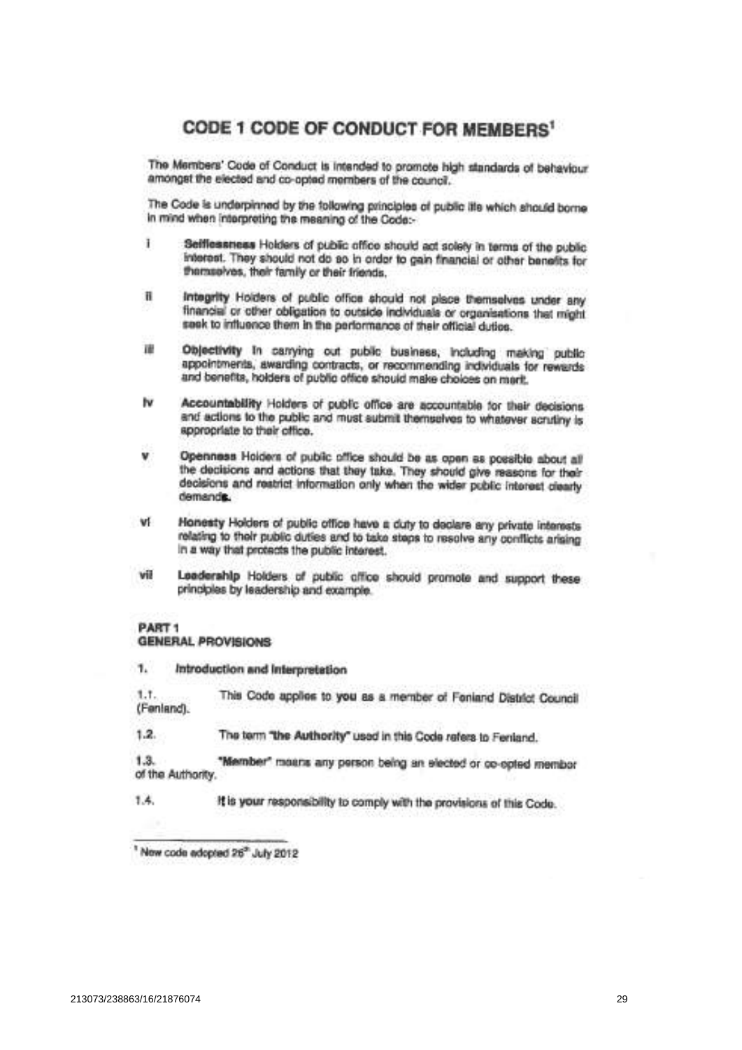# CODE 1 CODE OF CONDUCT FOR MEMBERS[1]

The Members' Code of Conduct is intended to promote high standards of behaviour amongst the elected and co-opted members of the council.

The Code is underpinned by the following principles of public life which should borne in mind when interpreting the meaning of the Code:-

i **Selflessness** Holders of public office should act solely in terms of the public interest. They should not do so in order to gain financial or other benefits for themselves, their family or their friends.

ii **Integrity** Holders of public office should not place themselves under any financial or other obligation to outside individuals or organisations that might seek to influence them in the performance of their official duties.

iii **Objectivity** In carrying out public business, including making public appointments, awarding contracts, or recommending individuals for rewards and benefits, holders of public office should make choices on merit.

iv **Accountability** Holders of public office are accountable for their decisions and actions to the public and must submit themselves to whatever scrutiny is appropriate to their office.

v **Openness** Holders of public office should be as open as possible about all the decisions and actions that they take. They should give reasons for their decisions and restrict information only when the wider public interest clearly demands.

vi **Honesty** Holders of public office have a duty to declare any private interests relating to their public duties and to take steps to resolve any conflicts arising in a way that protects the public interest.

vii **Leadership** Holders of public office should promote and support these principles by leadership and example.

**PART 1**
**GENERAL PROVISIONS**

1. **Introduction and Interpretation**

1.1. This Code applies to **you** as a member of Fenland District Council (Fenland).

1.2. The term **"the Authority"** used in this Code refers to Fenland.

1.3. **"Member"** means any person being an elected or co-opted member of the Authority.

1.4. **It is your** responsibility to comply with the provisions of this Code.

---

[1] New code adopted 26th July 2012

213073/238863/16/21876074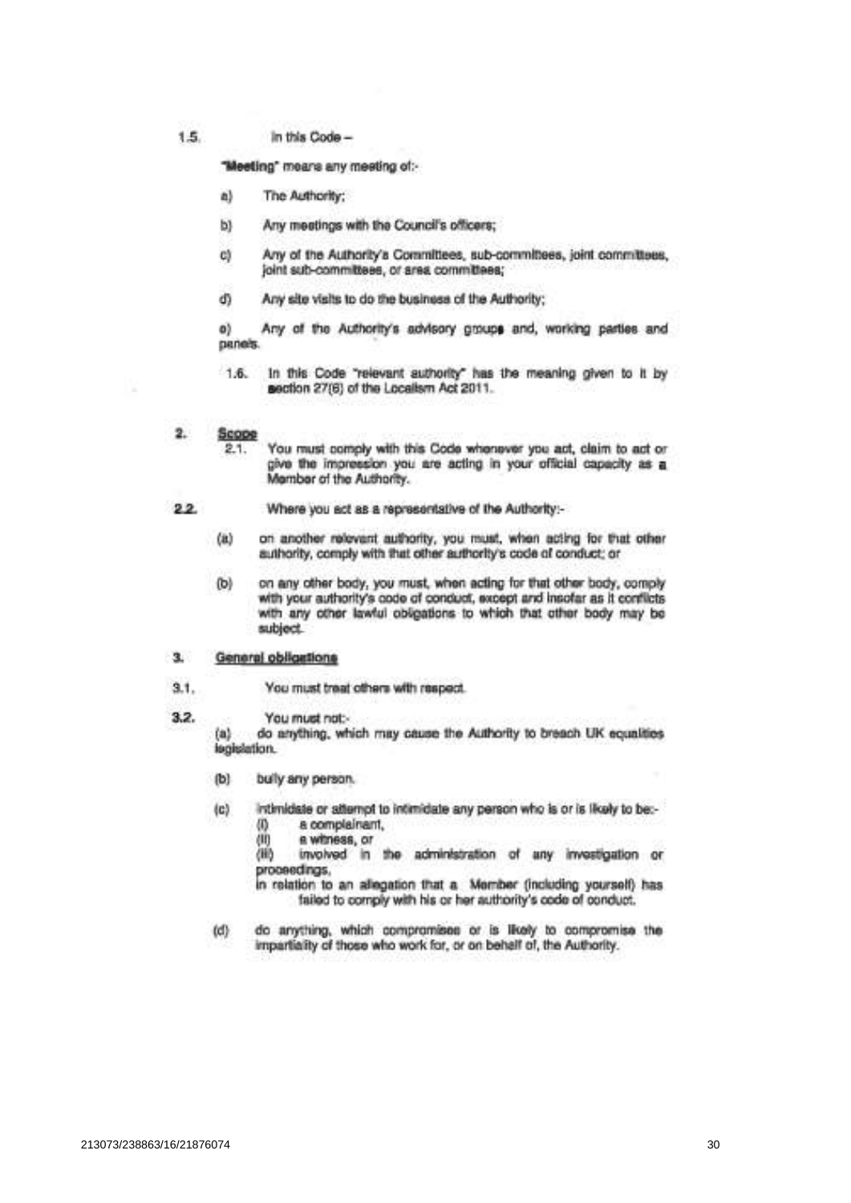1.5. In this Code –

**"Meeting"** means any meeting of:-

a) The Authority;

b) Any meetings with the Council's officers;

c) Any of the Authority's Committees, sub-committees, joint committees, joint sub-committees, or area committees;

d) Any site visits to do the business of the Authority;

e) Any of the Authority's advisory groups and, working parties and panels.

1.6. In this Code "relevant authority" has the meaning given to it by section 27(6) of the Localism Act 2011.

## 2. Scope

2.1. You must comply with this Code whenever you act, claim to act or give the impression you are acting in your official capacity as a Member of the Authority.

2.2. Where you act as a representative of the Authority:-

(a) on another relevant authority, you must, when acting for that other authority, comply with that other authority's code of conduct; or

(b) on any other body, you must, when acting for that other body, comply with your authority's code of conduct, except and insofar as it conflicts with any other lawful obligations to which that other body may be subject.

## 3. General obligations

3.1. You must treat others with respect.

3.2. You must not:-

(a) do anything, which may cause the Authority to breach UK equalities legislation.

(b) bully any person.

(c) intimidate or attempt to intimidate any person who is or is likely to be:-

(i) a complainant,

(ii) a witness, or

(iii) involved in the administration of any investigation or proceedings,

in relation to an allegation that a Member (including yourself) has failed to comply with his or her authority's code of conduct.

(d) do anything, which compromises or is likely to compromise the impartiality of those who work for, or on behalf of, the Authority.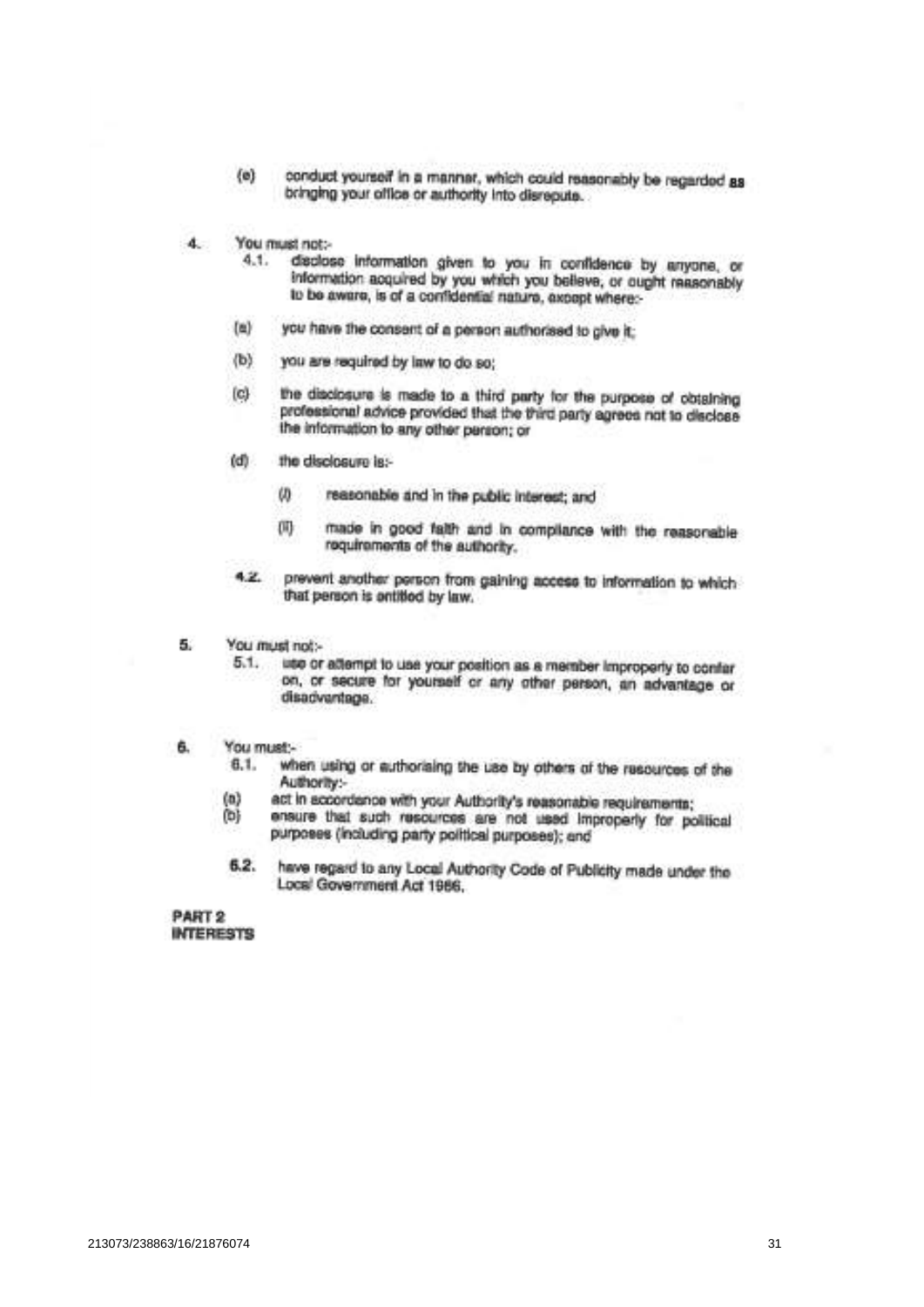(e) conduct yourself in a manner, which could reasonably be regarded as bringing your office or authority into disrepute.

4. You must not:-

   4.1. disclose information given to you in confidence by anyone, or information acquired by you which you believe, or ought reasonably to be aware, is of a confidential nature, except where:-

   (a) you have the consent of a person authorised to give it;

   (b) you are required by law to do so;

   (c) the disclosure is made to a third party for the purpose of obtaining professional advice provided that the third party agrees not to disclose the information to any other person; or

   (d) the disclosure is:-

      (i) reasonable and in the public interest; and

      (ii) made in good faith and in compliance with the reasonable requirements of the authority.

   4.2. prevent another person from gaining access to information to which that person is entitled by law.

5. You must not:-

   5.1. use or attempt to use your position as a member improperly to confer on, or secure for yourself or any other person, an advantage or disadvantage.

6. You must:-

   6.1. when using or authorising the use by others of the resources of the Authority:-

   (a) act in accordance with your Authority's reasonable requirements;

   (b) ensure that such resources are not used improperly for political purposes (including party political purposes); and

   6.2. have regard to any Local Authority Code of Publicity made under the Local Government Act 1986.

**PART 2**
**INTERESTS**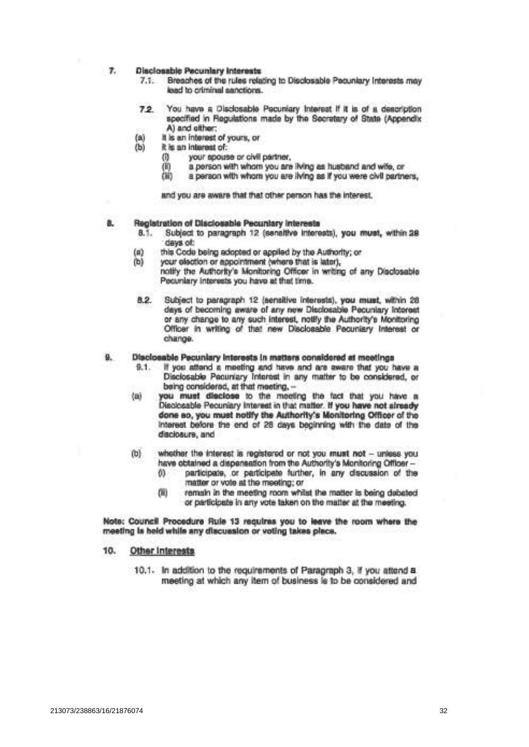**7. Disclosable Pecuniary Interests**

7.1. Breaches of the rules relating to Disclosable Pecuniary Interests may lead to criminal sanctions.

7.2. You have a Disclosable Pecuniary Interest if it is of a description specified in Regulations made by the Secretary of State (Appendix A) and either:

(a) it is an interest of yours, or

(b) it is an interest of:

(i) your spouse or civil partner,

(ii) a person with whom you are living as husband and wife, or

(iii) a person with whom you are living as if you were civil partners,

and you are aware that that other person has the interest.

**8. Registration of Disclosable Pecuniary Interests**

8.1. Subject to paragraph 12 (sensitive interests), **you must**, within 28 days of:

(a) this Code being adopted or applied by the Authority; or

(b) your election or appointment (where that is later),

notify the Authority's Monitoring Officer in writing of any Disclosable Pecuniary Interests you have at that time.

8.2. Subject to paragraph 12 (sensitive interests), **you must**, within 28 days of becoming aware of any new Disclosable Pecuniary Interest or any change to any such interest, notify the Authority's Monitoring Officer in writing of that new Disclosable Pecuniary Interest or change.

**9. Disclosable Pecuniary Interests in matters considered at meetings**

9.1. If you attend a meeting and have and are aware that you have a Disclosable Pecuniary Interest in any matter to be considered, or being considered, at that meeting, –

(a) **you must disclose** to the meeting the fact that you have a Disclosable Pecuniary Interest in that matter. **If you have not already done so, you must notify the Authority's Monitoring Officer** of the interest before the end of 28 days beginning with the date of the disclosure, and

(b) whether the interest is registered or not you **must not** – unless you have obtained a dispensation from the Authority's Monitoring Officer –

(i) participate, or participate further, in any discussion of the matter or vote at the meeting; or

(ii) remain in the meeting room whilst the matter is being debated or participate in any vote taken on the matter at the meeting.

**Note: Council Procedure Rule 13 requires you to leave the room where the meeting is held while any discussion or voting takes place.**

**10. <u>Other Interests</u>**

10.1. In addition to the requirements of Paragraph 3, if you attend a meeting at which any item of business is to be considered and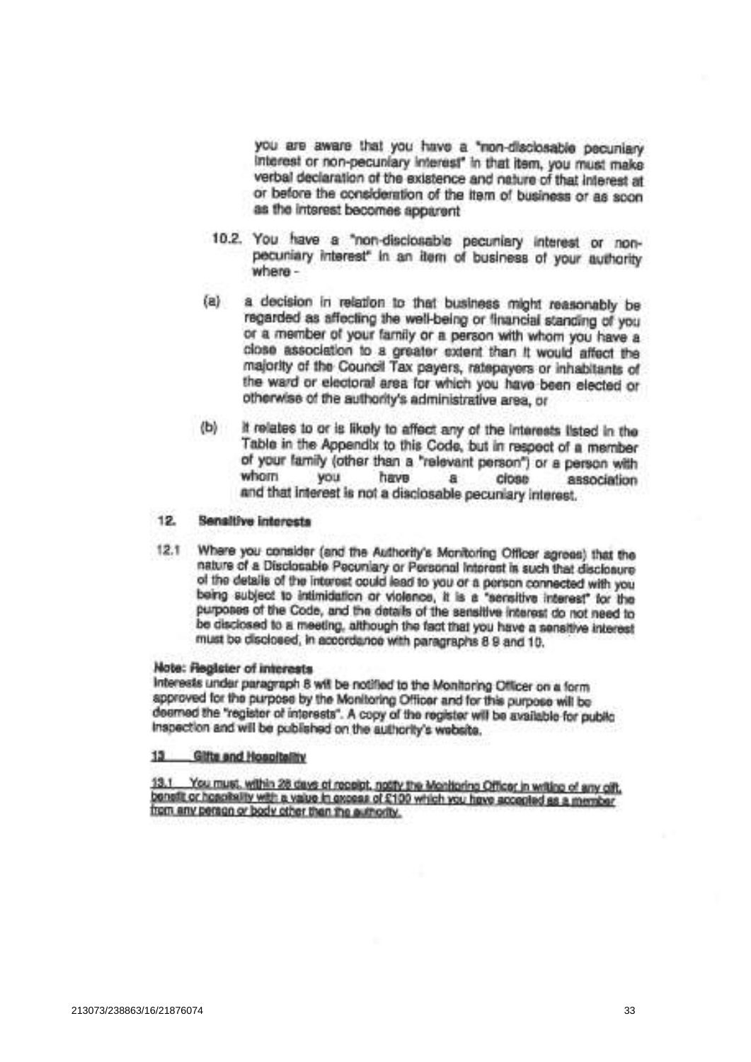you are aware that you have a "non-disclosable pecuniary interest or non-pecuniary interest" in that item, you must make verbal declaration of the existence and nature of that interest at or before the consideration of the item of business or as soon as the interest becomes apparent

10.2. You have a "non-disclosable pecuniary interest or non-pecuniary interest" in an item of business of your authority where -

(a) a decision in relation to that business might reasonably be regarded as affecting the well-being or financial standing of you or a member of your family or a person with whom you have a close association to a greater extent than it would affect the majority of the Council Tax payers, ratepayers or inhabitants of the ward or electoral area for which you have been elected or otherwise of the authority's administrative area, or

(b) it relates to or is likely to affect any of the interests listed in the Table in the Appendix to this Code, but in respect of a member of your family (other than a "relevant person") or a person with whom you have a close association and that interest is not a disclosable pecuniary interest.

## 12. Sensitive Interests

12.1 Where you consider (and the Authority's Monitoring Officer agrees) that the nature of a Disclosable Pecuniary or Personal Interest is such that disclosure of the details of the interest could lead to you or a person connected with you being subject to intimidation or violence, it is a "sensitive interest" for the purposes of the Code, and the details of the sensitive interest do not need to be disclosed to a meeting, although the fact that you have a sensitive interest must be disclosed, in accordance with paragraphs 8 9 and 10.

**Note: Register of interests**
Interests under paragraph 8 will be notified to the Monitoring Officer on a form approved for the purpose by the Monitoring Officer and for this purpose will be deemed the "register of interests". A copy of the register will be available for public inspection and will be published on the authority's website.

## 13 Gifts and Hospitality

13.1 You must, within 28 days of receipt, notify the Monitoring Officer in writing of any gift, benefit or hospitality with a value in excess of £100 which you have accepted as a member from any person or body other than the authority.

213073/238863/16/21876074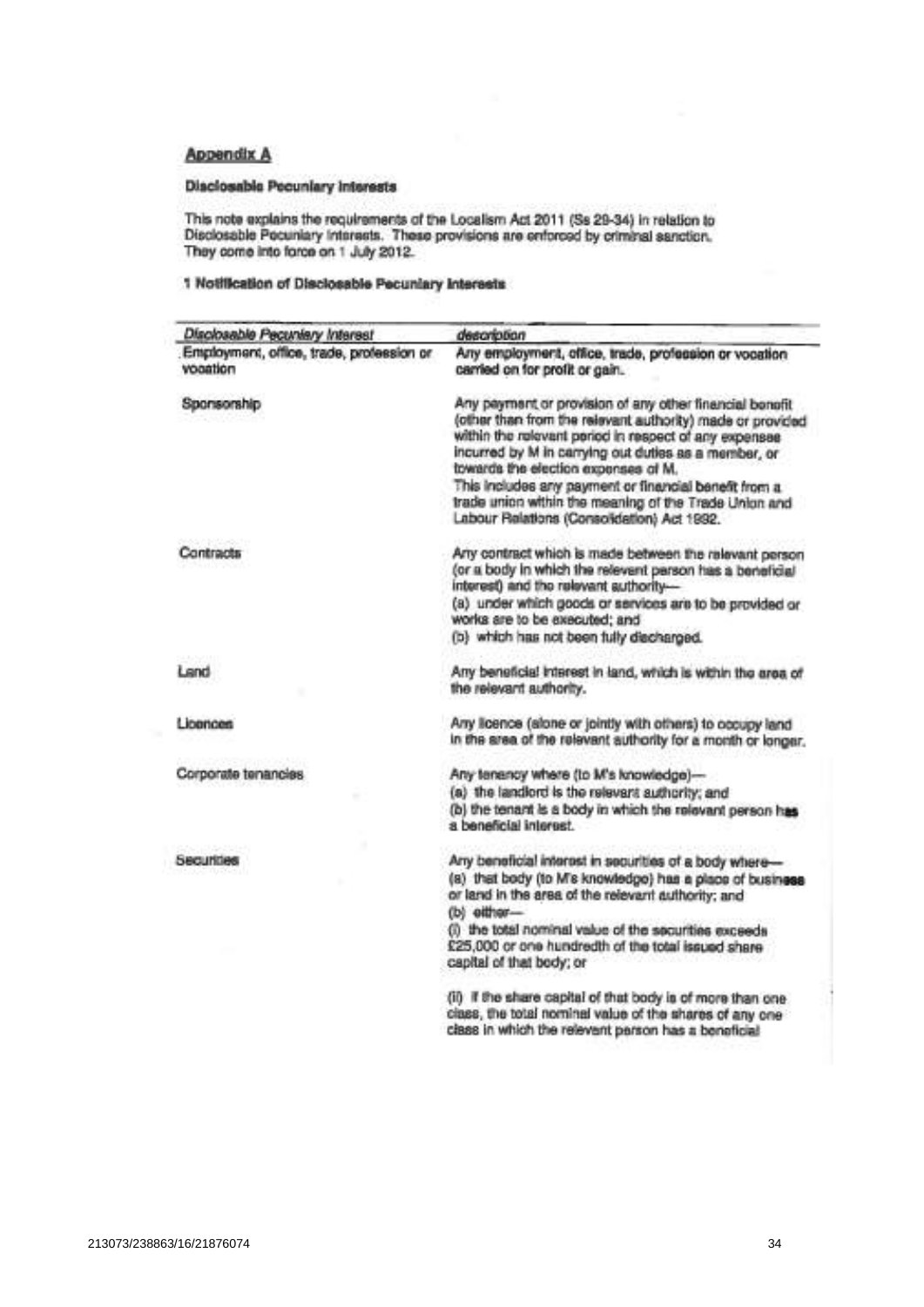## Appendix A

### Disclosable Pecuniary Interests

This note explains the requirements of the Localism Act 2011 (Ss 29-34) in relation to Disclosable Pecuniary Interests. These provisions are enforced by criminal sanction. They come into force on 1 July 2012.

### 1 Notification of Disclosable Pecuniary Interests

| *Disclosable Pecuniary Interest* | *description* |
|---|---|
| Employment, office, trade, profession or vocation | Any employment, office, trade, profession or vocation carried on for profit or gain. |
| Sponsorship | Any payment or provision of any other financial benefit (other than from the relevant authority) made or provided within the relevant period in respect of any expenses incurred by M in carrying out duties as a member, or towards the election expenses of M.<br>This includes any payment or financial benefit from a trade union within the meaning of the Trade Union and Labour Relations (Consolidation) Act 1992. |
| Contracts | Any contract which is made between the relevant person (or a body in which the relevant person has a beneficial interest) and the relevant authority—<br>(a) under which goods or services are to be provided or works are to be executed; and<br>(b) which has not been fully discharged. |
| Land | Any beneficial interest in land, which is within the area of the relevant authority. |
| Licences | Any licence (alone or jointly with others) to occupy land in the area of the relevant authority for a month or longer. |
| Corporate tenancies | Any tenancy where (to M's knowledge)—<br>(a) the landlord is the relevant authority; and<br>(b) the tenant is a body in which the relevant person has a beneficial interest. |
| Securities | Any beneficial interest in securities of a body where—<br>(a) that body (to M's knowledge) has a place of business or land in the area of the relevant authority; and<br>(b) either—<br>(i) the total nominal value of the securities exceeds £25,000 or one hundredth of the total issued share capital of that body; or<br><br>(ii) if the share capital of that body is of more than one class, the total nominal value of the shares of any one class in which the relevant person has a beneficial |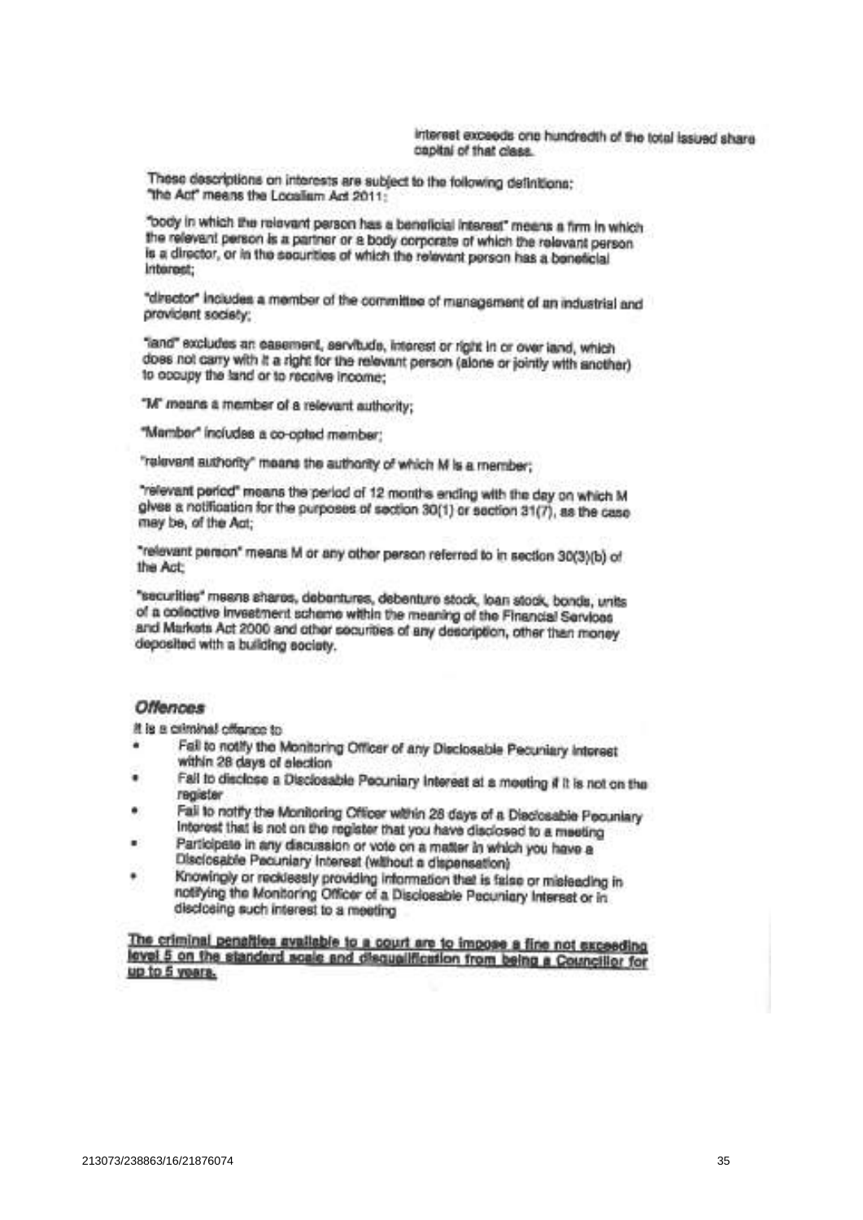interest exceeds one hundredth of the total issued share capital of that class.

These descriptions on interests are subject to the following definitions:
"the Act" means the Localism Act 2011;

"body in which the relevant person has a beneficial interest" means a firm in which the relevant person is a partner or a body corporate of which the relevant person is a director, or in the securities of which the relevant person has a beneficial interest;

"director" includes a member of the committee of management of an industrial and provident society;

"land" excludes an easement, servitude, interest or right in or over land, which does not carry with it a right for the relevant person (alone or jointly with another) to occupy the land or to receive income;

"M" means a member of a relevant authority;

"Member" includes a co-opted member;

"relevant authority" means the authority of which M is a member;

"relevant period" means the period of 12 months ending with the day on which M gives a notification for the purposes of section 30(1) or section 31(7), as the case may be, of the Act;

"relevant person" means M or any other person referred to in section 30(3)(b) of the Act;

"securities" means shares, debentures, debenture stock, loan stock, bonds, units of a collective investment scheme within the meaning of the Financial Services and Markets Act 2000 and other securities of any description, other than money deposited with a building society.

### *Offences*

It is a criminal offence to

- Fail to notify the Monitoring Officer of any Disclosable Pecuniary Interest within 28 days of election
- Fail to disclose a Disclosable Pecuniary Interest at a meeting if it is not on the register
- Fail to notify the Monitoring Officer within 28 days of a Disclosable Pecuniary Interest that is not on the register that you have disclosed to a meeting
- Participate in any discussion or vote on a matter in which you have a Disclosable Pecuniary Interest (without a dispensation)
- Knowingly or recklessly providing information that is false or misleading in notifying the Monitoring Officer of a Disclosable Pecuniary Interest or in disclosing such interest to a meeting

**The criminal penalties available to a court are to impose a fine not exceeding level 5 on the standard scale and disqualification from being a Councillor for up to 5 years.**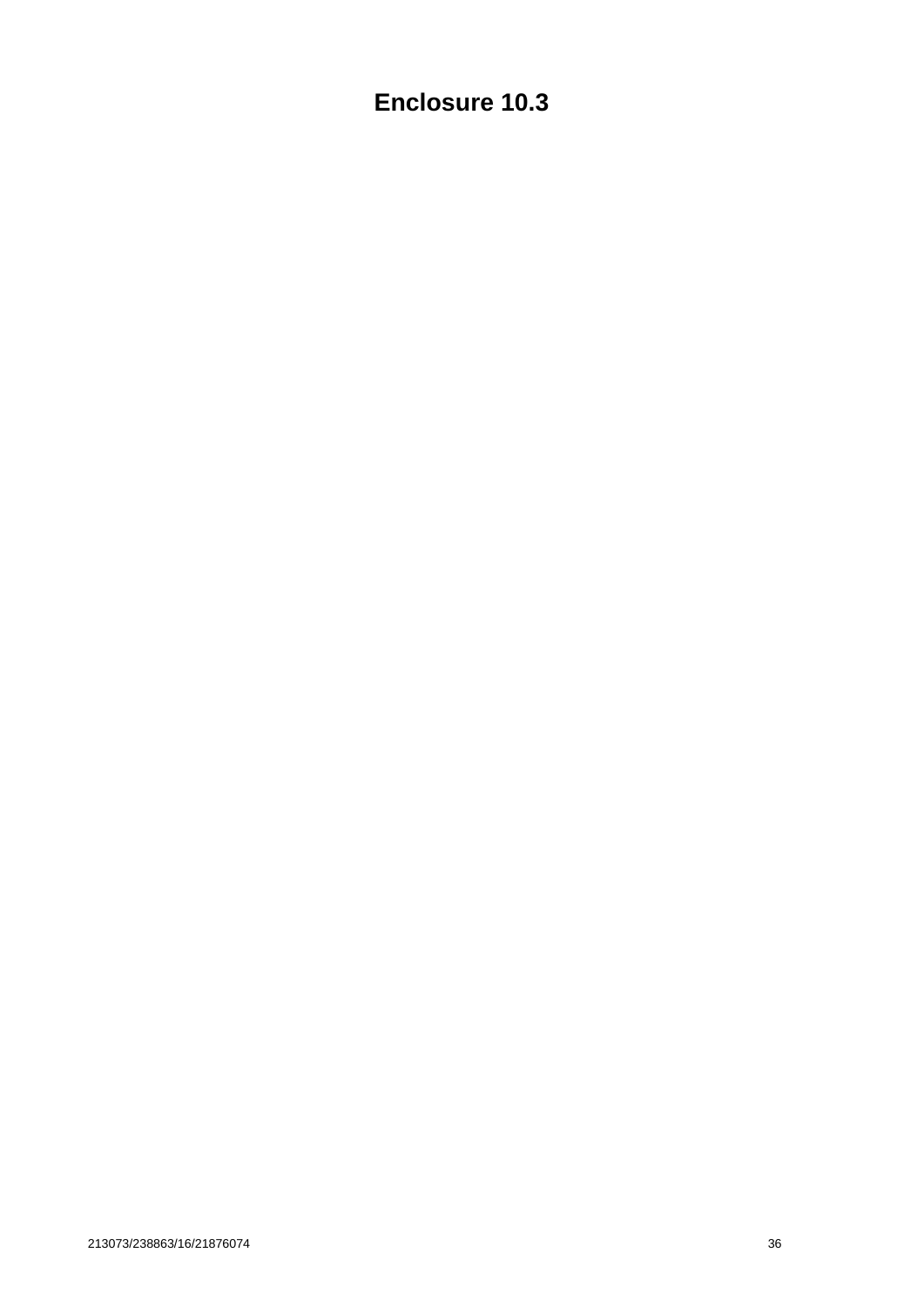# Enclosure 10.3